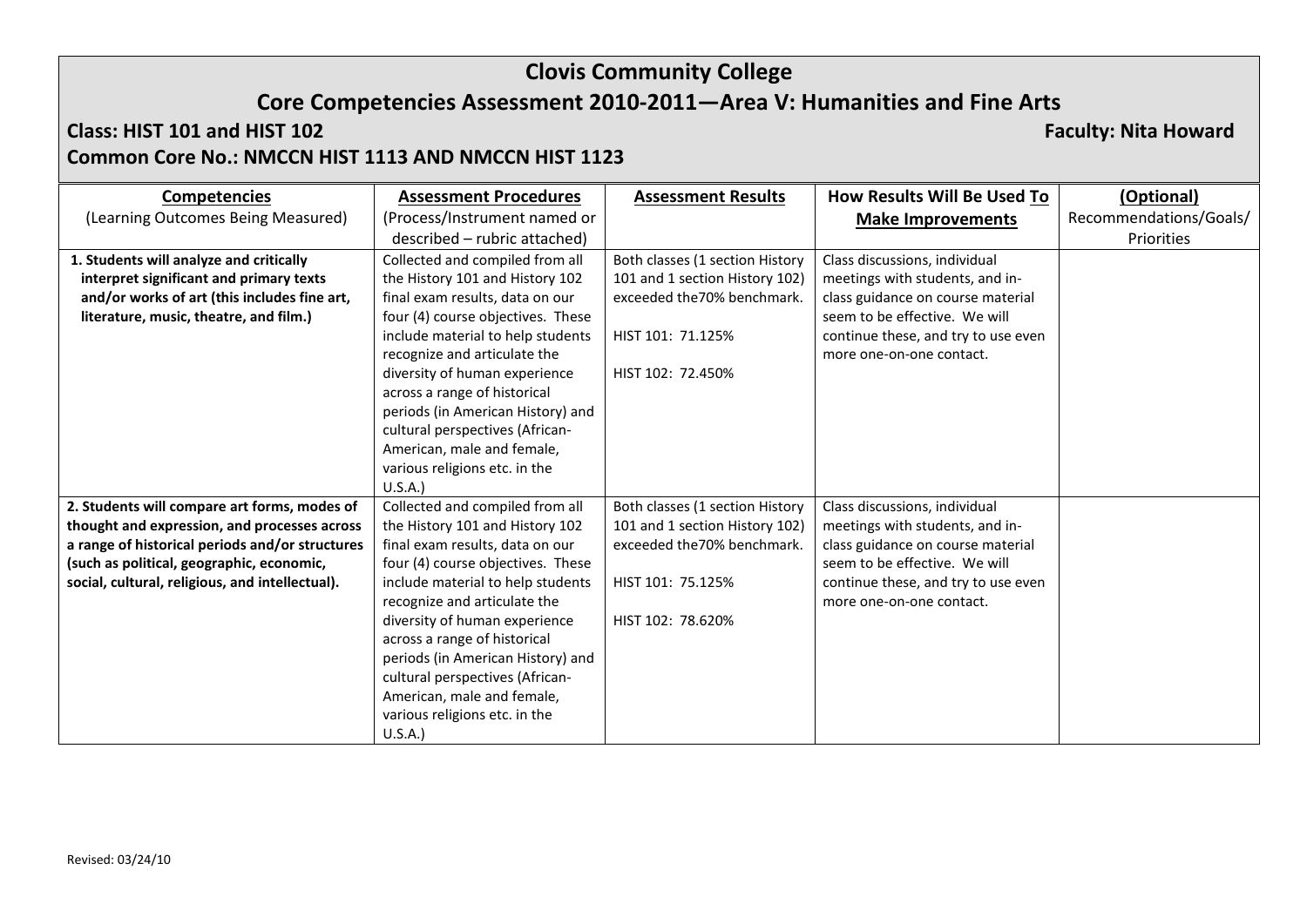# Clovis Community College

## Core Competencies Assessment 2010-2011—Area V: Humanities and Fine Arts

**Class: HIST 101 and HIST 102** **Faculty: Nita Howard**

**Common Core No.: NMCCN HIST 1113 AND NMCCN HIST 1123**

| **Competencies** (Learning Outcomes Being Measured) | **Assessment Procedures** (Process/Instrument named or described – rubric attached) | **Assessment Results** | **How Results Will Be Used To Make Improvements** | **(Optional)** Recommendations/Goals/ Priorities |
|---|---|---|---|---|
| **1. Students will analyze and critically interpret significant and primary texts and/or works of art (this includes fine art, literature, music, theatre, and film.)** | Collected and compiled from all the History 101 and History 102 final exam results, data on our four (4) course objectives. These include material to help students recognize and articulate the diversity of human experience across a range of historical periods (in American History) and cultural perspectives (African-American, male and female, various religions etc. in the U.S.A.) | Both classes (1 section History 101 and 1 section History 102) exceeded the70% benchmark.<br><br>HIST 101: 71.125%<br><br>HIST 102: 72.450% | Class discussions, individual meetings with students, and in-class guidance on course material seem to be effective. We will continue these, and try to use even more one-on-one contact. | |
| **2. Students will compare art forms, modes of thought and expression, and processes across a range of historical periods and/or structures (such as political, geographic, economic, social, cultural, religious, and intellectual).** | Collected and compiled from all the History 101 and History 102 final exam results, data on our four (4) course objectives. These include material to help students recognize and articulate the diversity of human experience across a range of historical periods (in American History) and cultural perspectives (African-American, male and female, various religions etc. in the U.S.A.) | Both classes (1 section History 101 and 1 section History 102) exceeded the70% benchmark.<br><br>HIST 101: 75.125%<br><br>HIST 102: 78.620% | Class discussions, individual meetings with students, and in-class guidance on course material seem to be effective. We will continue these, and try to use even more one-on-one contact. | |

Revised: 03/24/10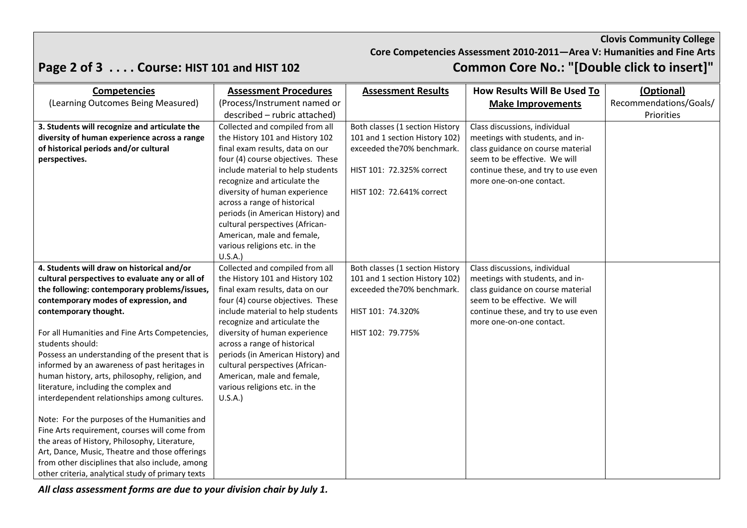**Clovis Community College**

**Core Competencies Assessment 2010-2011—Area V: Humanities and Fine Arts**

## Page 2 of 3 . . . . Course: HIST 101 and HIST 102

## Common Core No.: "[Double click to insert]"

| **Competencies** (Learning Outcomes Being Measured) | **Assessment Procedures** (Process/Instrument named or described – rubric attached) | **Assessment Results** | **How Results Will Be Used To Make Improvements** | **(Optional)** Recommendations/Goals/ Priorities |
|---|---|---|---|---|
| **3. Students will recognize and articulate the diversity of human experience across a range of historical periods and/or cultural perspectives.** | Collected and compiled from all the History 101 and History 102 final exam results, data on our four (4) course objectives. These include material to help students recognize and articulate the diversity of human experience across a range of historical periods (in American History) and cultural perspectives (African-American, male and female, various religions etc. in the U.S.A.) | Both classes (1 section History 101 and 1 section History 102) exceeded the70% benchmark.<br><br>HIST 101: 72.325% correct<br><br>HIST 102: 72.641% correct | Class discussions, individual meetings with students, and in-class guidance on course material seem to be effective. We will continue these, and try to use even more one-on-one contact. | |
| **4. Students will draw on historical and/or cultural perspectives to evaluate any or all of the following: contemporary problems/issues, contemporary modes of expression, and contemporary thought.**<br><br>For all Humanities and Fine Arts Competencies, students should:<br>Possess an understanding of the present that is informed by an awareness of past heritages in human history, arts, philosophy, religion, and literature, including the complex and interdependent relationships among cultures.<br><br>Note: For the purposes of the Humanities and Fine Arts requirement, courses will come from the areas of History, Philosophy, Literature, Art, Dance, Music, Theatre and those offerings from other disciplines that also include, among other criteria, analytical study of primary texts | Collected and compiled from all the History 101 and History 102 final exam results, data on our four (4) course objectives. These include material to help students recognize and articulate the diversity of human experience across a range of historical periods (in American History) and cultural perspectives (African-American, male and female, various religions etc. in the U.S.A.) | Both classes (1 section History 101 and 1 section History 102) exceeded the70% benchmark.<br><br>HIST 101: 74.320%<br><br>HIST 102: 79.775% | Class discussions, individual meetings with students, and in-class guidance on course material seem to be effective. We will continue these, and try to use even more one-on-one contact. | |

***All class assessment forms are due to your division chair by July 1.***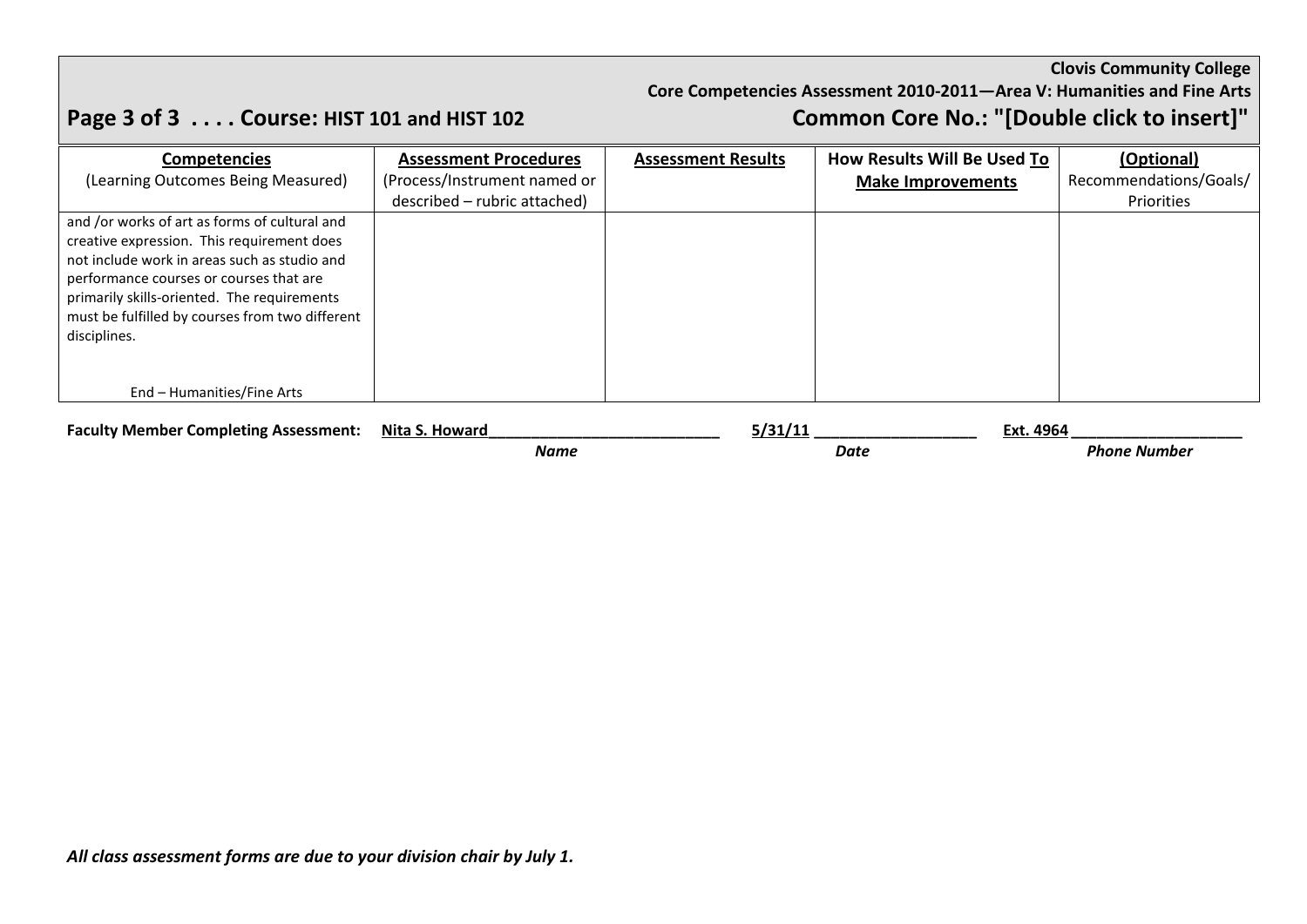**Clovis Community College**

**Core Competencies Assessment 2010-2011—Area V: Humanities and Fine Arts**

**Page 3 of 3 . . . . Course: HIST 101 and HIST 102** **Common Core No.: "[Double click to insert]"**

| **Competencies** (Learning Outcomes Being Measured) | **Assessment Procedures** (Process/Instrument named or described – rubric attached) | **Assessment Results** | **How Results Will Be Used To Make Improvements** | **(Optional)** Recommendations/Goals/ Priorities |
|---|---|---|---|---|
| and /or works of art as forms of cultural and creative expression. This requirement does not include work in areas such as studio and performance courses or courses that are primarily skills-oriented. The requirements must be fulfilled by courses from two different disciplines.<br><br>End – Humanities/Fine Arts | | | | |

**Faculty Member Completing Assessment:** **Nita S. Howard** (*Name*) **5/31/11** (*Date*) **Ext. 4964** (*Phone Number*)

***All class assessment forms are due to your division chair by July 1.***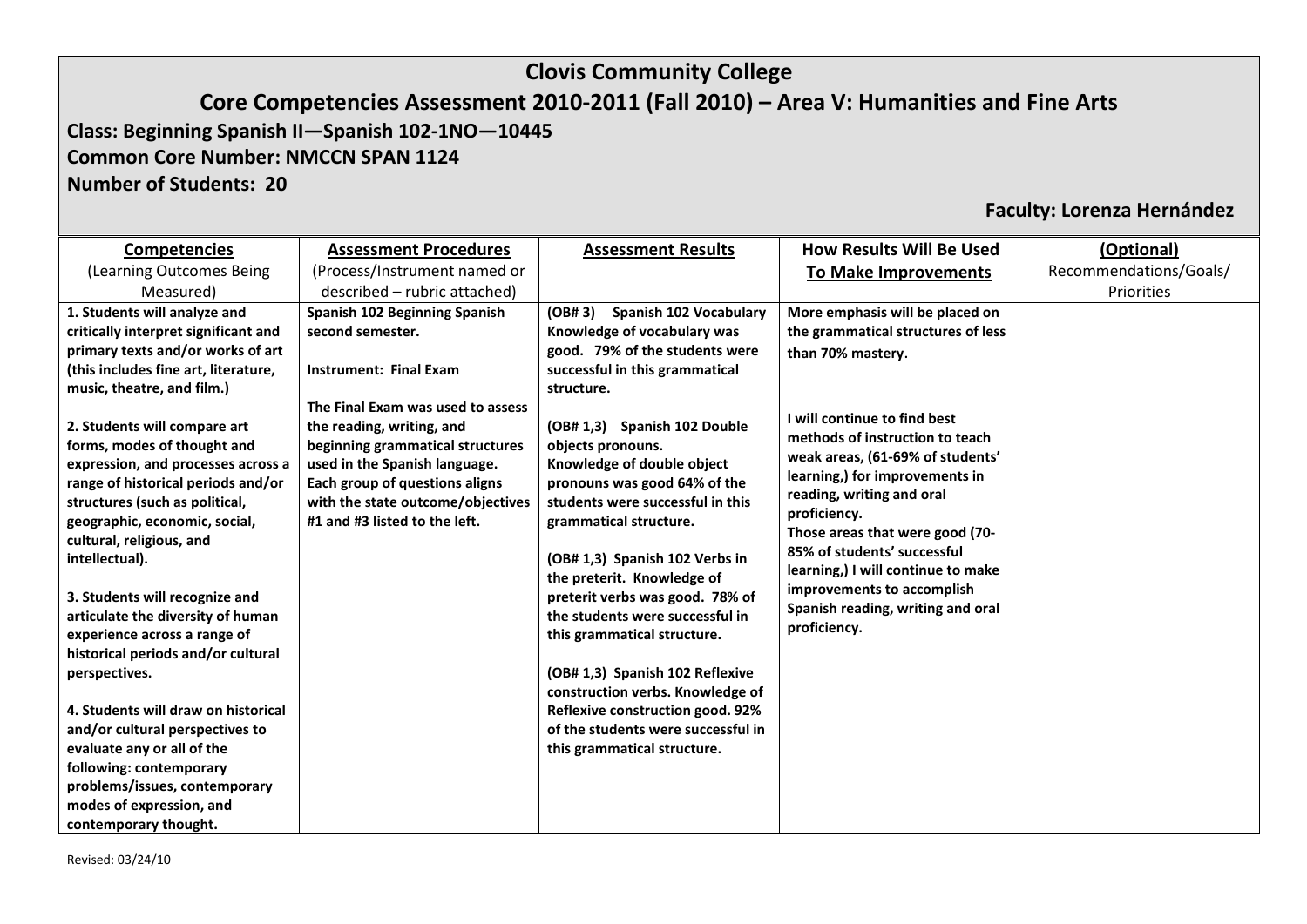# Clovis Community College

## Core Competencies Assessment 2010-2011 (Fall 2010) – Area V: Humanities and Fine Arts

**Class: Beginning Spanish II—Spanish 102-1NO—10445**

**Common Core Number: NMCCN SPAN 1124**

**Number of Students: 20**

**Faculty: Lorenza Hernández**

| **Competencies** (Learning Outcomes Being Measured) | **Assessment Procedures** (Process/Instrument named or described – rubric attached) | **Assessment Results** | **How Results Will Be Used To Make Improvements** | **(Optional)** Recommendations/Goals/ Priorities |
|---|---|---|---|---|
| **1. Students will analyze and critically interpret significant and primary texts and/or works of art (this includes fine art, literature, music, theatre, and film.)**<br><br>**2. Students will compare art forms, modes of thought and expression, and processes across a range of historical periods and/or structures (such as political, geographic, economic, social, cultural, religious, and intellectual).**<br><br>**3. Students will recognize and articulate the diversity of human experience across a range of historical periods and/or cultural perspectives.**<br><br>**4. Students will draw on historical and/or cultural perspectives to evaluate any or all of the following: contemporary problems/issues, contemporary modes of expression, and contemporary thought.** | **Spanish 102 Beginning Spanish second semester.**<br><br>**Instrument: Final Exam**<br><br>**The Final Exam was used to assess the reading, writing, and beginning grammatical structures used in the Spanish language. Each group of questions aligns with the state outcome/objectives #1 and #3 listed to the left.** | **(OB# 3) Spanish 102 Vocabulary Knowledge of vocabulary was good. 79% of the students were successful in this grammatical structure.**<br><br>**(OB# 1,3) Spanish 102 Double objects pronouns. Knowledge of double object pronouns was good 64% of the students were successful in this grammatical structure.**<br><br>**(OB# 1,3) Spanish 102 Verbs in the preterit. Knowledge of preterit verbs was good. 78% of the students were successful in this grammatical structure.**<br><br>**(OB# 1,3) Spanish 102 Reflexive construction verbs. Knowledge of Reflexive construction good. 92% of the students were successful in this grammatical structure.** | **More emphasis will be placed on the grammatical structures of less than 70% mastery.**<br><br>**I will continue to find best methods of instruction to teach weak areas, (61-69% of students' learning,) for improvements in reading, writing and oral proficiency.**<br>**Those areas that were good (70-85% of students' successful learning,) I will continue to make improvements to accomplish Spanish reading, writing and oral proficiency.** | |

Revised: 03/24/10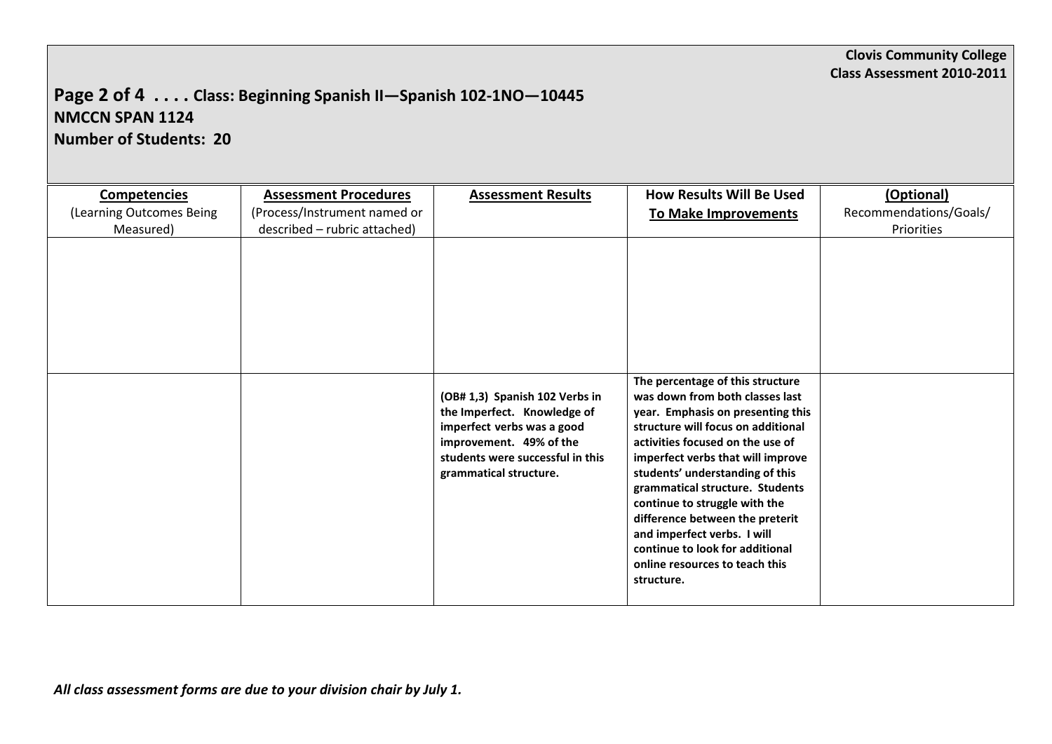**Clovis Community College**
**Class Assessment 2010-2011**

## Page 2 of 4 . . . . Class: Beginning Spanish II—Spanish 102-1NO—10445
**NMCCN SPAN 1124**
**Number of Students: 20**

| **Competencies** (Learning Outcomes Being Measured) | **Assessment Procedures** (Process/Instrument named or described – rubric attached) | **Assessment Results** | **How Results Will Be Used To Make Improvements** | **(Optional)** Recommendations/Goals/ Priorities |
|---|---|---|---|---|
| | | | | |
| | | **(OB# 1,3) Spanish 102 Verbs in the Imperfect. Knowledge of imperfect verbs was a good improvement. 49% of the students were successful in this grammatical structure.** | **The percentage of this structure was down from both classes last year. Emphasis on presenting this structure will focus on additional activities focused on the use of imperfect verbs that will improve students' understanding of this grammatical structure. Students continue to struggle with the difference between the preterit and imperfect verbs. I will continue to look for additional online resources to teach this structure.** | |

***All class assessment forms are due to your division chair by July 1.***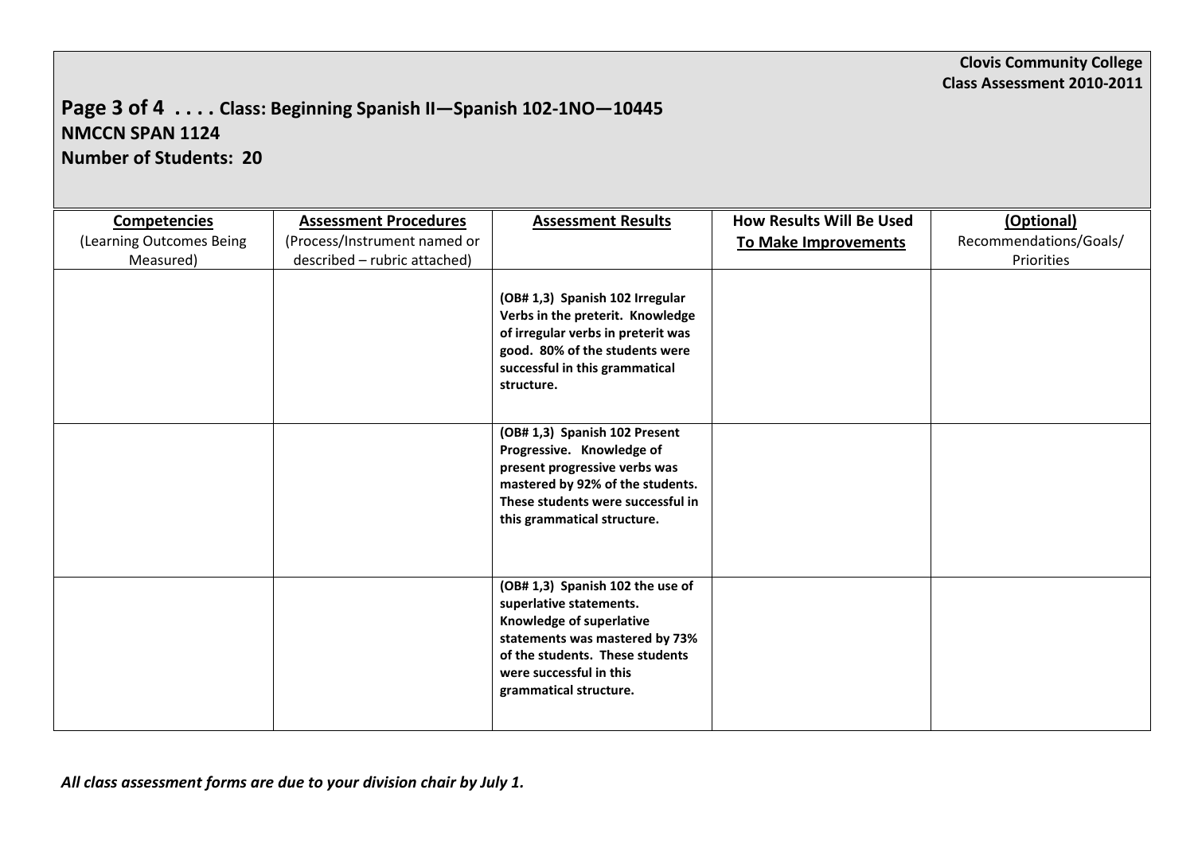**Clovis Community College**
**Class Assessment 2010-2011**

## Page 3 of 4 . . . . Class: Beginning Spanish II—Spanish 102-1NO—10445
**NMCCN SPAN 1124**
**Number of Students: 20**

| **Competencies** (Learning Outcomes Being Measured) | **Assessment Procedures** (Process/Instrument named or described – rubric attached) | **Assessment Results** | **How Results Will Be Used To Make Improvements** | **(Optional)** Recommendations/Goals/ Priorities |
|---|---|---|---|---|
| | | **(OB# 1,3) Spanish 102 Irregular Verbs in the preterit. Knowledge of irregular verbs in preterit was good. 80% of the students were successful in this grammatical structure.** | | |
| | | **(OB# 1,3) Spanish 102 Present Progressive. Knowledge of present progressive verbs was mastered by 92% of the students. These students were successful in this grammatical structure.** | | |
| | | **(OB# 1,3) Spanish 102 the use of superlative statements. Knowledge of superlative statements was mastered by 73% of the students. These students were successful in this grammatical structure.** | | |

***All class assessment forms are due to your division chair by July 1.***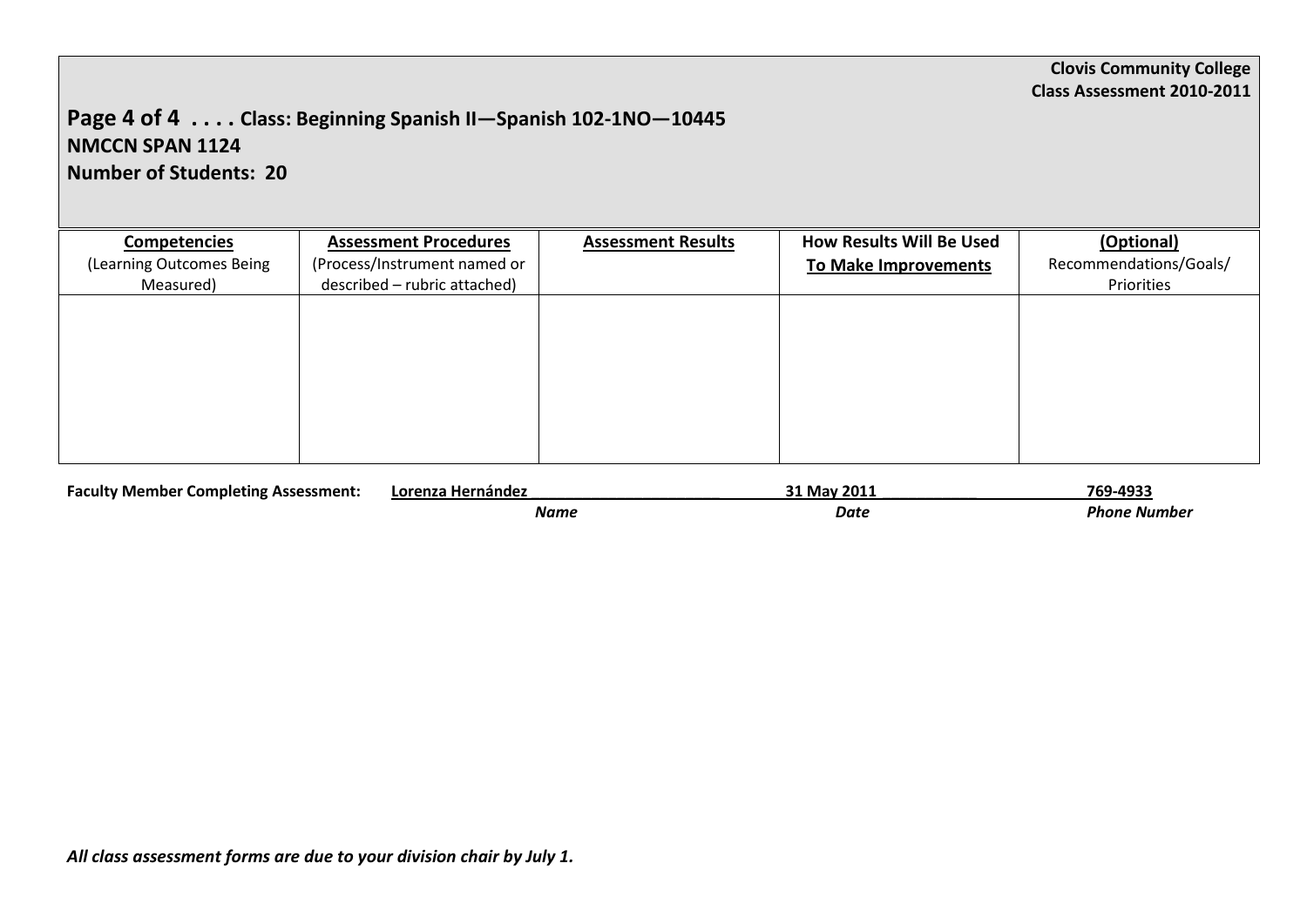**Clovis Community College**
**Class Assessment 2010-2011**

## Page 4 of 4 . . . . Class: Beginning Spanish II—Spanish 102-1NO—10445
**NMCCN SPAN 1124**
**Number of Students: 20**

| **Competencies** (Learning Outcomes Being Measured) | **Assessment Procedures** (Process/Instrument named or described – rubric attached) | **Assessment Results** | **How Results Will Be Used To Make Improvements** | **(Optional)** Recommendations/Goals/ Priorities |
|---|---|---|---|---|
| | | | | |

**Faculty Member Completing Assessment:** **Lorenza Hernández** **31 May 2011** **769-4933**

***Name*** ***Date*** ***Phone Number***

***All class assessment forms are due to your division chair by July 1.***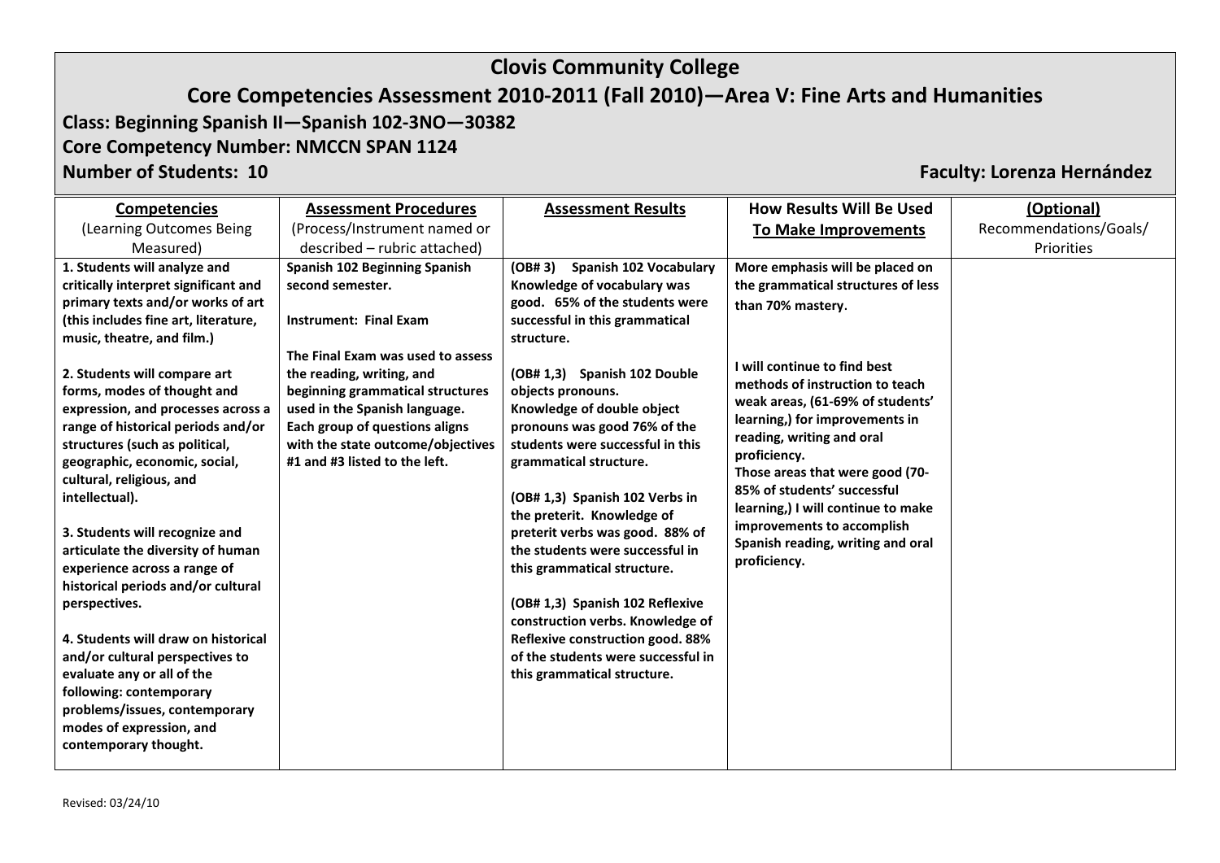# Clovis Community College

## Core Competencies Assessment 2010-2011 (Fall 2010)—Area V: Fine Arts and Humanities

**Class: Beginning Spanish II—Spanish 102-3NO—30382**

**Core Competency Number: NMCCN SPAN 1124**

**Number of Students: 10** **Faculty: Lorenza Hernández**

| **Competencies** (Learning Outcomes Being Measured) | **Assessment Procedures** (Process/Instrument named or described – rubric attached) | **Assessment Results** | **How Results Will Be Used To Make Improvements** | **(Optional)** Recommendations/Goals/ Priorities |
|---|---|---|---|---|
| **1. Students will analyze and critically interpret significant and primary texts and/or works of art (this includes fine art, literature, music, theatre, and film.)**<br><br>**2. Students will compare art forms, modes of thought and expression, and processes across a range of historical periods and/or structures (such as political, geographic, economic, social, cultural, religious, and intellectual).**<br><br>**3. Students will recognize and articulate the diversity of human experience across a range of historical periods and/or cultural perspectives.**<br><br>**4. Students will draw on historical and/or cultural perspectives to evaluate any or all of the following: contemporary problems/issues, contemporary modes of expression, and contemporary thought.** | **Spanish 102 Beginning Spanish second semester.**<br><br>**Instrument: Final Exam**<br><br>**The Final Exam was used to assess the reading, writing, and beginning grammatical structures used in the Spanish language. Each group of questions aligns with the state outcome/objectives #1 and #3 listed to the left.** | **(OB# 3) Spanish 102 Vocabulary Knowledge of vocabulary was good. 65% of the students were successful in this grammatical structure.**<br><br>**(OB# 1,3) Spanish 102 Double objects pronouns. Knowledge of double object pronouns was good 76% of the students were successful in this grammatical structure.**<br><br>**(OB# 1,3) Spanish 102 Verbs in the preterit. Knowledge of preterit verbs was good. 88% of the students were successful in this grammatical structure.**<br><br>**(OB# 1,3) Spanish 102 Reflexive construction verbs. Knowledge of Reflexive construction good. 88% of the students were successful in this grammatical structure.** | **More emphasis will be placed on the grammatical structures of less than 70% mastery.**<br><br>**I will continue to find best methods of instruction to teach weak areas, (61-69% of students' learning,) for improvements in reading, writing and oral proficiency.**<br>**Those areas that were good (70-85% of students' successful learning,) I will continue to make improvements to accomplish Spanish reading, writing and oral proficiency.** | |

Revised: 03/24/10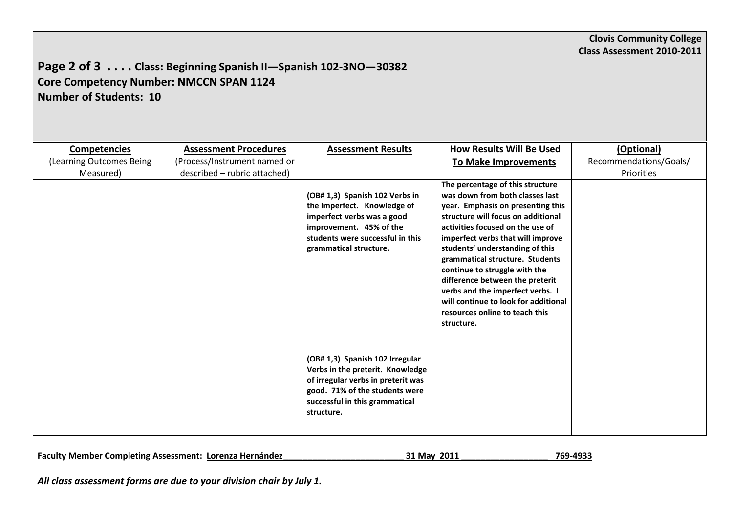**Clovis Community College**
**Class Assessment 2010-2011**

## Page 2 of 3 . . . . Class: Beginning Spanish II—Spanish 102-3NO—30382
## Core Competency Number: NMCCN SPAN 1124
## Number of Students: 10

| **Competencies** (Learning Outcomes Being Measured) | **Assessment Procedures** (Process/Instrument named or described – rubric attached) | **Assessment Results** | **How Results Will Be Used To Make Improvements** | **(Optional)** Recommendations/Goals/ Priorities |
|---|---|---|---|---|
| | | **(OB# 1,3) Spanish 102 Verbs in the Imperfect. Knowledge of imperfect verbs was a good improvement. 45% of the students were successful in this grammatical structure.** | **The percentage of this structure was down from both classes last year. Emphasis on presenting this structure will focus on additional activities focused on the use of imperfect verbs that will improve students' understanding of this grammatical structure. Students continue to struggle with the difference between the preterit verbs and the imperfect verbs. I will continue to look for additional resources online to teach this structure.** | |
| | | **(OB# 1,3) Spanish 102 Irregular Verbs in the preterit. Knowledge of irregular verbs in preterit was good. 71% of the students were successful in this grammatical structure.** | | |

**Faculty Member Completing Assessment: Lorenza Hernández \_\_\_\_\_\_\_\_\_\_ 31 May 2011 \_\_\_\_\_\_\_\_\_\_ 769-4933**

***All class assessment forms are due to your division chair by July 1.***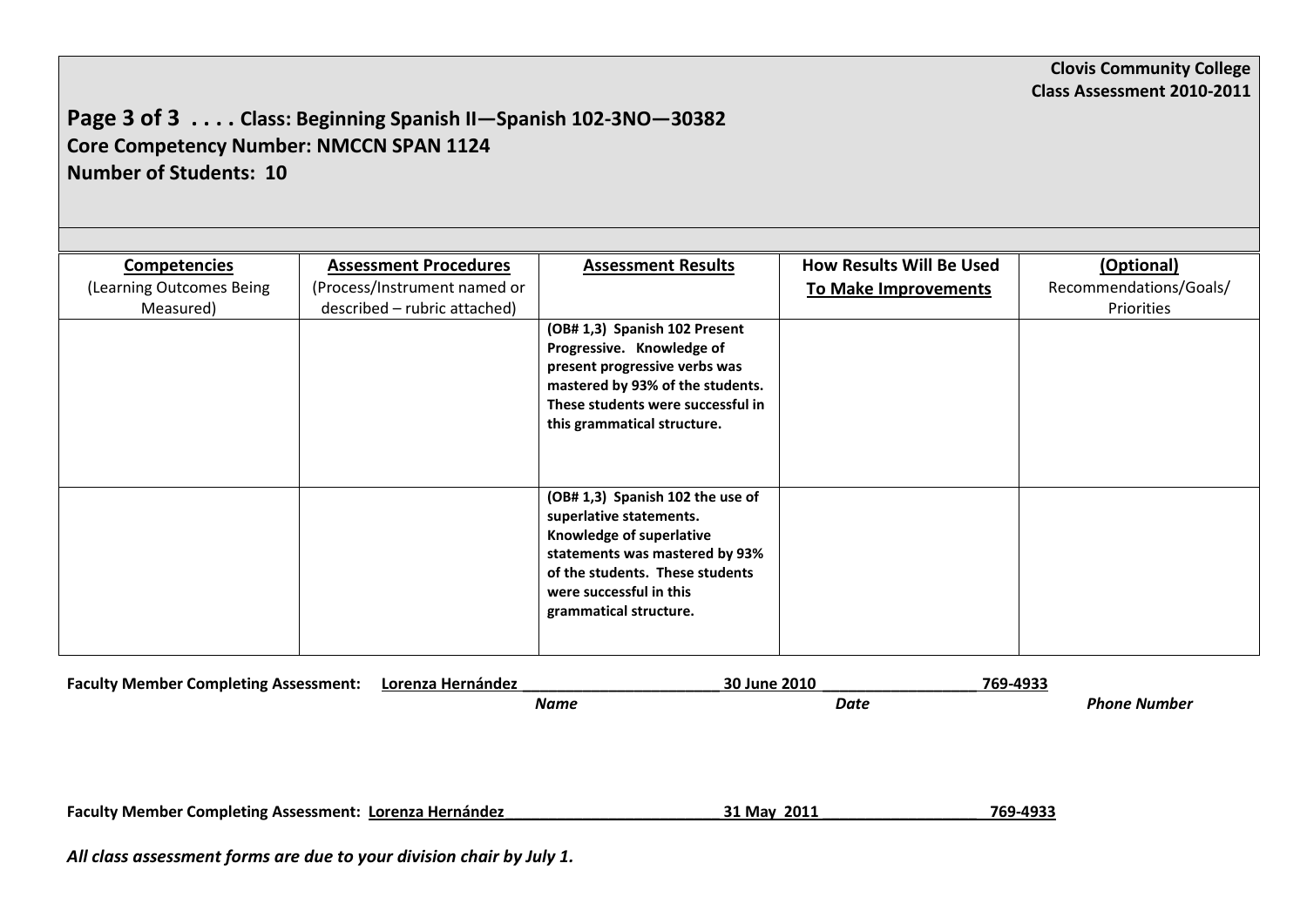**Clovis Community College**
**Class Assessment 2010-2011**

## Page 3 of 3 . . . . Class: Beginning Spanish II—Spanish 102-3NO—30382
**Core Competency Number: NMCCN SPAN 1124**
**Number of Students: 10**

| Competencies (Learning Outcomes Being Measured) | Assessment Procedures (Process/Instrument named or described – rubric attached) | Assessment Results | How Results Will Be Used To Make Improvements | (Optional) Recommendations/Goals/ Priorities |
|---|---|---|---|---|
| | | **(OB# 1,3) Spanish 102 Present Progressive. Knowledge of present progressive verbs was mastered by 93% of the students. These students were successful in this grammatical structure.** | | |
| | | **(OB# 1,3) Spanish 102 the use of superlative statements. Knowledge of superlative statements was mastered by 93% of the students. These students were successful in this grammatical structure.** | | |

**Faculty Member Completing Assessment:** Lorenza Hernández ________________________ 30 June 2010 __________________ 769-4933
*Name* *Date* *Phone Number*

**Faculty Member Completing Assessment:** Lorenza Hernández__________________________ 31 May 2011 ___________________ 769-4933

*All class assessment forms are due to your division chair by July 1.*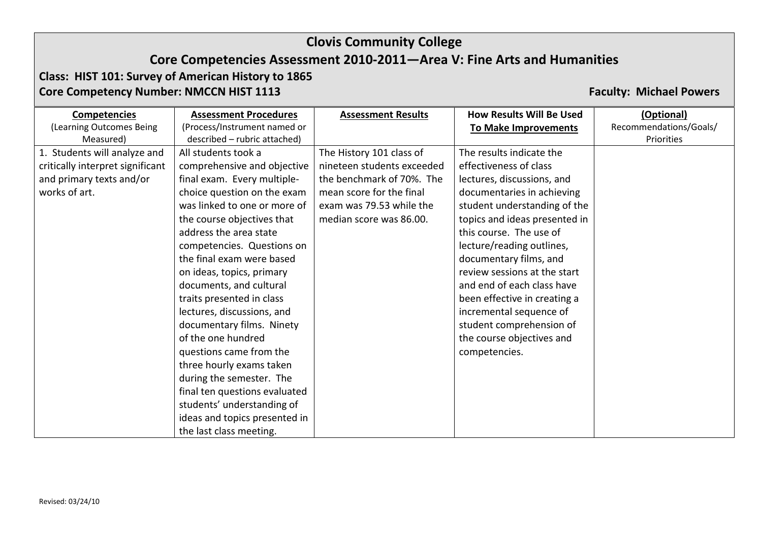# Clovis Community College

## Core Competencies Assessment 2010-2011—Area V: Fine Arts and Humanities

**Class: HIST 101: Survey of American History to 1865**

**Core Competency Number: NMCCN HIST 1113**

**Faculty: Michael Powers**

| **Competencies** (Learning Outcomes Being Measured) | **Assessment Procedures** (Process/Instrument named or described – rubric attached) | **Assessment Results** | **How Results Will Be Used To Make Improvements** | **(Optional)** Recommendations/Goals/ Priorities |
|---|---|---|---|---|
| 1. Students will analyze and critically interpret significant and primary texts and/or works of art. | All students took a comprehensive and objective final exam. Every multiple-choice question on the exam was linked to one or more of the course objectives that address the area state competencies. Questions on the final exam were based on ideas, topics, primary documents, and cultural traits presented in class lectures, discussions, and documentary films. Ninety of the one hundred questions came from the three hourly exams taken during the semester. The final ten questions evaluated students' understanding of ideas and topics presented in the last class meeting. | The History 101 class of nineteen students exceeded the benchmark of 70%. The mean score for the final exam was 79.53 while the median score was 86.00. | The results indicate the effectiveness of class lectures, discussions, and documentaries in achieving student understanding of the topics and ideas presented in this course. The use of lecture/reading outlines, documentary films, and review sessions at the start and end of each class have been effective in creating a incremental sequence of student comprehension of the course objectives and competencies. | |

Revised: 03/24/10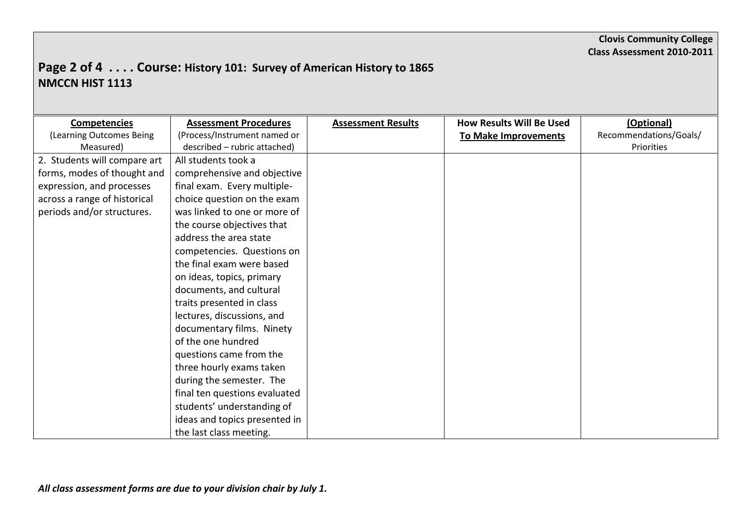**Clovis Community College**
**Class Assessment 2010-2011**

## Page 2 of 4 . . . . Course: History 101: Survey of American History to 1865
## NMCCN HIST 1113

| **Competencies** (Learning Outcomes Being Measured) | **Assessment Procedures** (Process/Instrument named or described – rubric attached) | **Assessment Results** | **How Results Will Be Used To Make Improvements** | **(Optional)** Recommendations/Goals/ Priorities |
|---|---|---|---|---|
| 2. Students will compare art forms, modes of thought and expression, and processes across a range of historical periods and/or structures. | All students took a comprehensive and objective final exam. Every multiple-choice question on the exam was linked to one or more of the course objectives that address the area state competencies. Questions on the final exam were based on ideas, topics, primary documents, and cultural traits presented in class lectures, discussions, and documentary films. Ninety of the one hundred questions came from the three hourly exams taken during the semester. The final ten questions evaluated students' understanding of ideas and topics presented in the last class meeting. | | | |

***All class assessment forms are due to your division chair by July 1.***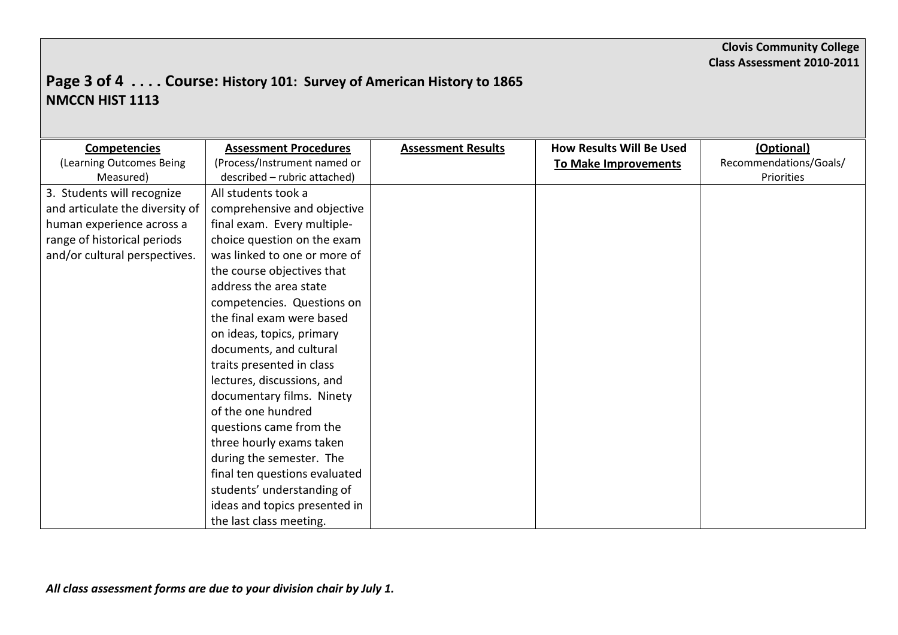**Clovis Community College**
**Class Assessment 2010-2011**

## Page 3 of 4 . . . . Course: History 101: Survey of American History to 1865
## NMCCN HIST 1113

| **Competencies** (Learning Outcomes Being Measured) | **Assessment Procedures** (Process/Instrument named or described – rubric attached) | **Assessment Results** | **How Results Will Be Used To Make Improvements** | **(Optional)** Recommendations/Goals/ Priorities |
|---|---|---|---|---|
| 3. Students will recognize and articulate the diversity of human experience across a range of historical periods and/or cultural perspectives. | All students took a comprehensive and objective final exam. Every multiple-choice question on the exam was linked to one or more of the course objectives that address the area state competencies. Questions on the final exam were based on ideas, topics, primary documents, and cultural traits presented in class lectures, discussions, and documentary films. Ninety of the one hundred questions came from the three hourly exams taken during the semester. The final ten questions evaluated students' understanding of ideas and topics presented in the last class meeting. | | | |

***All class assessment forms are due to your division chair by July 1.***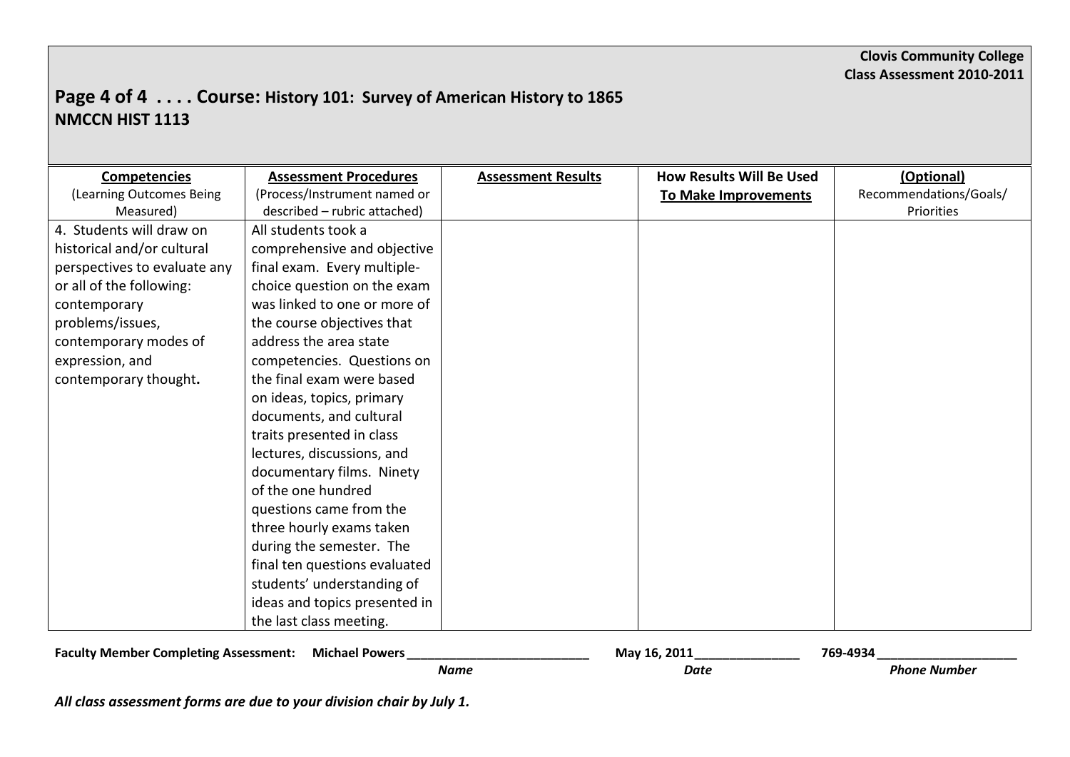**Clovis Community College**
**Class Assessment 2010-2011**

## Page 4 of 4 . . . . Course: History 101: Survey of American History to 1865
## NMCCN HIST 1113

| **Competencies** (Learning Outcomes Being Measured) | **Assessment Procedures** (Process/Instrument named or described – rubric attached) | **Assessment Results** | **How Results Will Be Used To Make Improvements** | **(Optional)** Recommendations/Goals/ Priorities |
|---|---|---|---|---|
| 4. Students will draw on historical and/or cultural perspectives to evaluate any or all of the following: contemporary problems/issues, contemporary modes of expression, and contemporary thought**.** | All students took a comprehensive and objective final exam. Every multiple-choice question on the exam was linked to one or more of the course objectives that address the area state competencies. Questions on the final exam were based on ideas, topics, primary documents, and cultural traits presented in class lectures, discussions, and documentary films. Ninety of the one hundred questions came from the three hourly exams taken during the semester. The final ten questions evaluated students' understanding of ideas and topics presented in the last class meeting. | | | |

**Faculty Member Completing Assessment:** Michael Powers ___________ (*Name*) May 16, 2011 ___________ (*Date*) 769-4934 ___________ (*Phone Number*)

***All class assessment forms are due to your division chair by July 1.***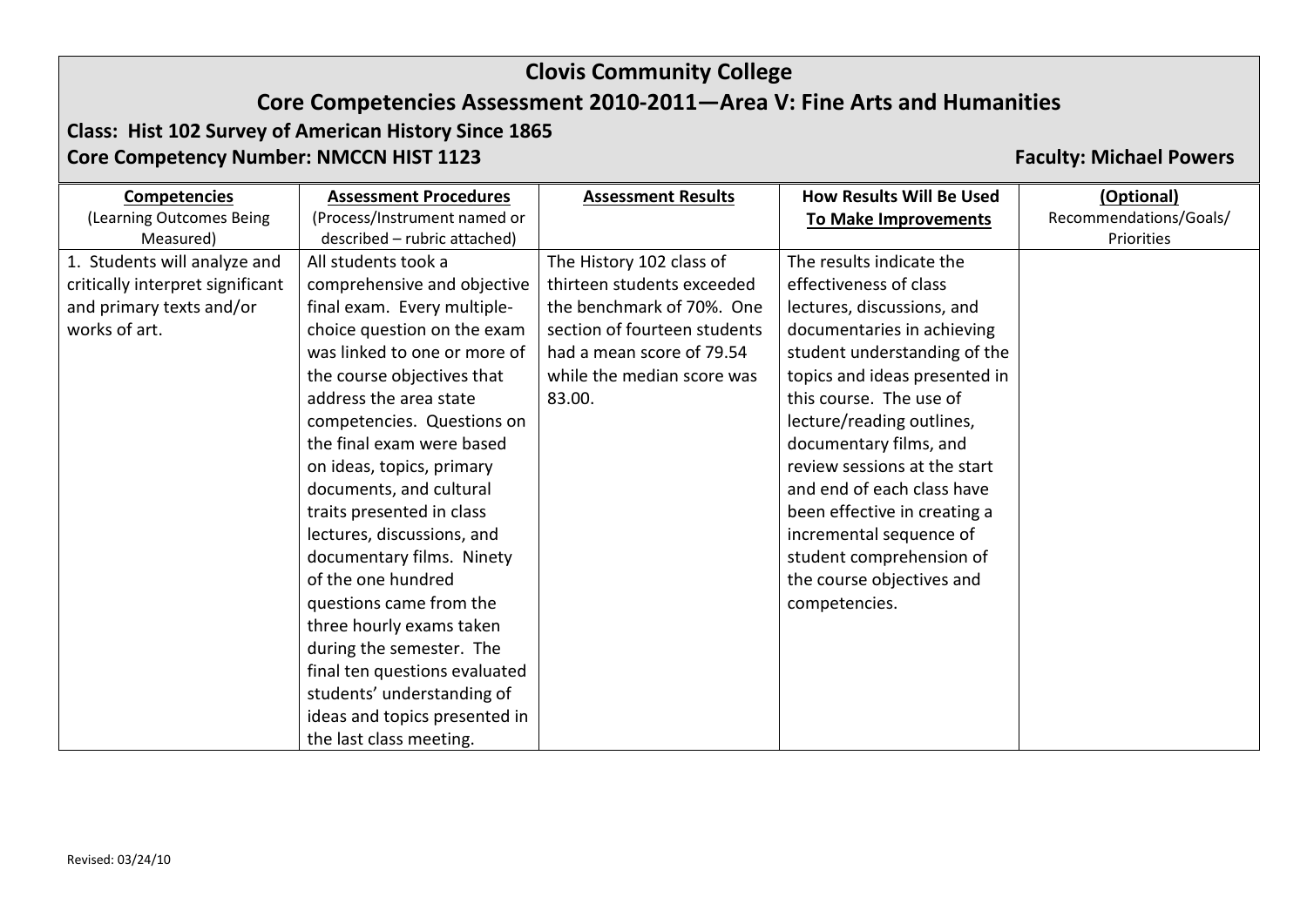# Clovis Community College

## Core Competencies Assessment 2010-2011—Area V: Fine Arts and Humanities

**Class: Hist 102 Survey of American History Since 1865**

**Core Competency Number: NMCCN HIST 1123**

**Faculty: Michael Powers**

| **Competencies** (Learning Outcomes Being Measured) | **Assessment Procedures** (Process/Instrument named or described – rubric attached) | **Assessment Results** | **How Results Will Be Used To Make Improvements** | **(Optional)** Recommendations/Goals/ Priorities |
|---|---|---|---|---|
| 1. Students will analyze and critically interpret significant and primary texts and/or works of art. | All students took a comprehensive and objective final exam. Every multiple-choice question on the exam was linked to one or more of the course objectives that address the area state competencies. Questions on the final exam were based on ideas, topics, primary documents, and cultural traits presented in class lectures, discussions, and documentary films. Ninety of the one hundred questions came from the three hourly exams taken during the semester. The final ten questions evaluated students' understanding of ideas and topics presented in the last class meeting. | The History 102 class of thirteen students exceeded the benchmark of 70%. One section of fourteen students had a mean score of 79.54 while the median score was 83.00. | The results indicate the effectiveness of class lectures, discussions, and documentaries in achieving student understanding of the topics and ideas presented in this course. The use of lecture/reading outlines, documentary films, and review sessions at the start and end of each class have been effective in creating a incremental sequence of student comprehension of the course objectives and competencies. | |

Revised: 03/24/10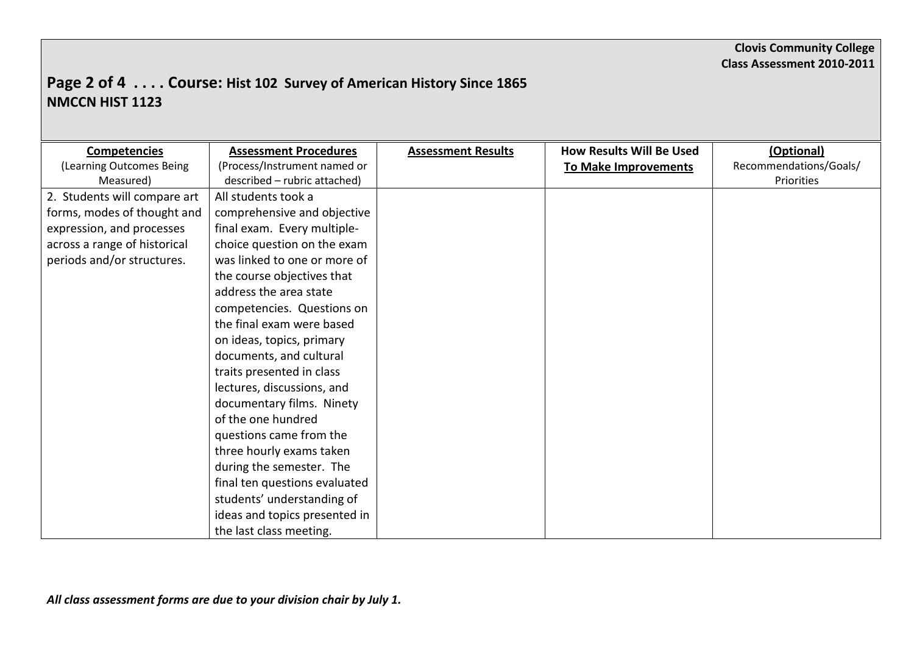**Clovis Community College**
**Class Assessment 2010-2011**

## Page 2 of 4 . . . . Course: Hist 102 Survey of American History Since 1865
## NMCCN HIST 1123

| **Competencies** (Learning Outcomes Being Measured) | **Assessment Procedures** (Process/Instrument named or described – rubric attached) | **Assessment Results** | **How Results Will Be Used To Make Improvements** | **(Optional)** Recommendations/Goals/ Priorities |
|---|---|---|---|---|
| 2. Students will compare art forms, modes of thought and expression, and processes across a range of historical periods and/or structures. | All students took a comprehensive and objective final exam. Every multiple-choice question on the exam was linked to one or more of the course objectives that address the area state competencies. Questions on the final exam were based on ideas, topics, primary documents, and cultural traits presented in class lectures, discussions, and documentary films. Ninety of the one hundred questions came from the three hourly exams taken during the semester. The final ten questions evaluated students' understanding of ideas and topics presented in the last class meeting. | | | |

***All class assessment forms are due to your division chair by July 1.***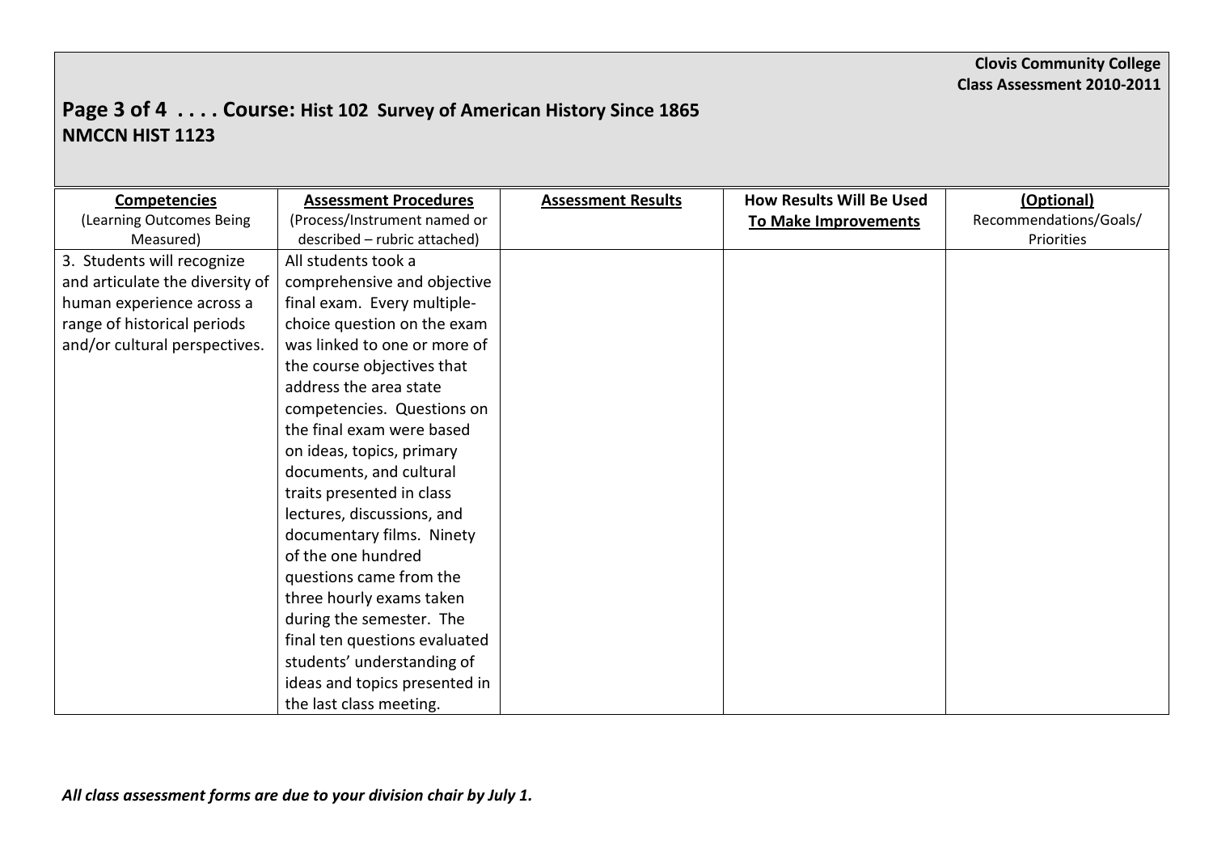**Clovis Community College**
**Class Assessment 2010-2011**

## Page 3 of 4 . . . . Course: Hist 102 Survey of American History Since 1865 NMCCN HIST 1123

| **Competencies** (Learning Outcomes Being Measured) | **Assessment Procedures** (Process/Instrument named or described – rubric attached) | **Assessment Results** | **How Results Will Be Used To Make Improvements** | **(Optional)** Recommendations/Goals/ Priorities |
|---|---|---|---|---|
| 3. Students will recognize and articulate the diversity of human experience across a range of historical periods and/or cultural perspectives. | All students took a comprehensive and objective final exam. Every multiple-choice question on the exam was linked to one or more of the course objectives that address the area state competencies. Questions on the final exam were based on ideas, topics, primary documents, and cultural traits presented in class lectures, discussions, and documentary films. Ninety of the one hundred questions came from the three hourly exams taken during the semester. The final ten questions evaluated students' understanding of ideas and topics presented in the last class meeting. | | | |

***All class assessment forms are due to your division chair by July 1.***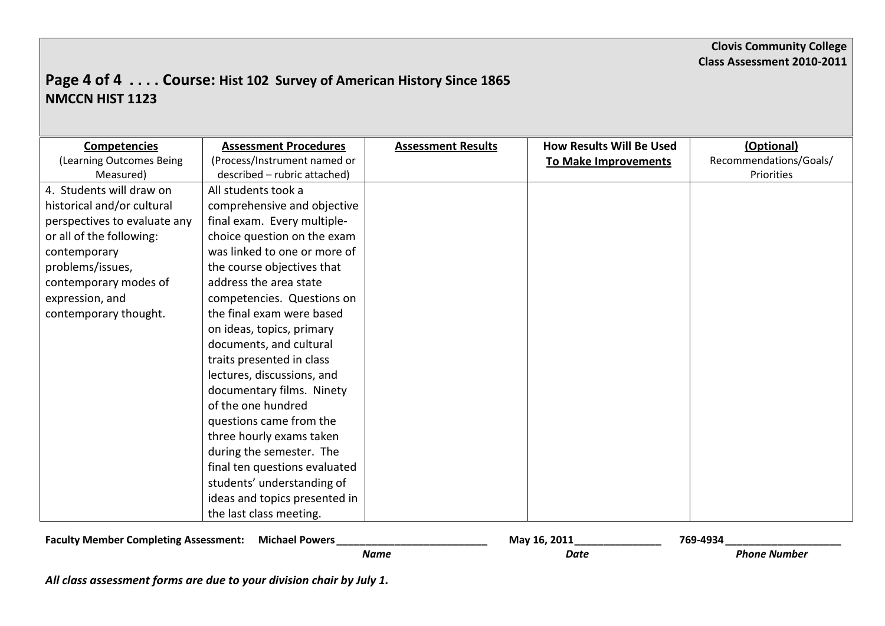**Clovis Community College**
**Class Assessment 2010-2011**

## Page 4 of 4 . . . . Course: Hist 102 Survey of American History Since 1865
## NMCCN HIST 1123

| **Competencies** (Learning Outcomes Being Measured) | **Assessment Procedures** (Process/Instrument named or described – rubric attached) | **Assessment Results** | **How Results Will Be Used To Make Improvements** | **(Optional)** Recommendations/Goals/ Priorities |
|---|---|---|---|---|
| 4. Students will draw on historical and/or cultural perspectives to evaluate any or all of the following: contemporary problems/issues, contemporary modes of expression, and contemporary thought. | All students took a comprehensive and objective final exam. Every multiple-choice question on the exam was linked to one or more of the course objectives that address the area state competencies. Questions on the final exam were based on ideas, topics, primary documents, and cultural traits presented in class lectures, discussions, and documentary films. Ninety of the one hundred questions came from the three hourly exams taken during the semester. The final ten questions evaluated students' understanding of ideas and topics presented in the last class meeting. | | | |

**Faculty Member Completing Assessment:** **Michael Powers** ___________________________ **May 16, 2011** _______________ **769-4934** ____________________

***Name*** ***Date*** ***Phone Number***

***All class assessment forms are due to your division chair by July 1.***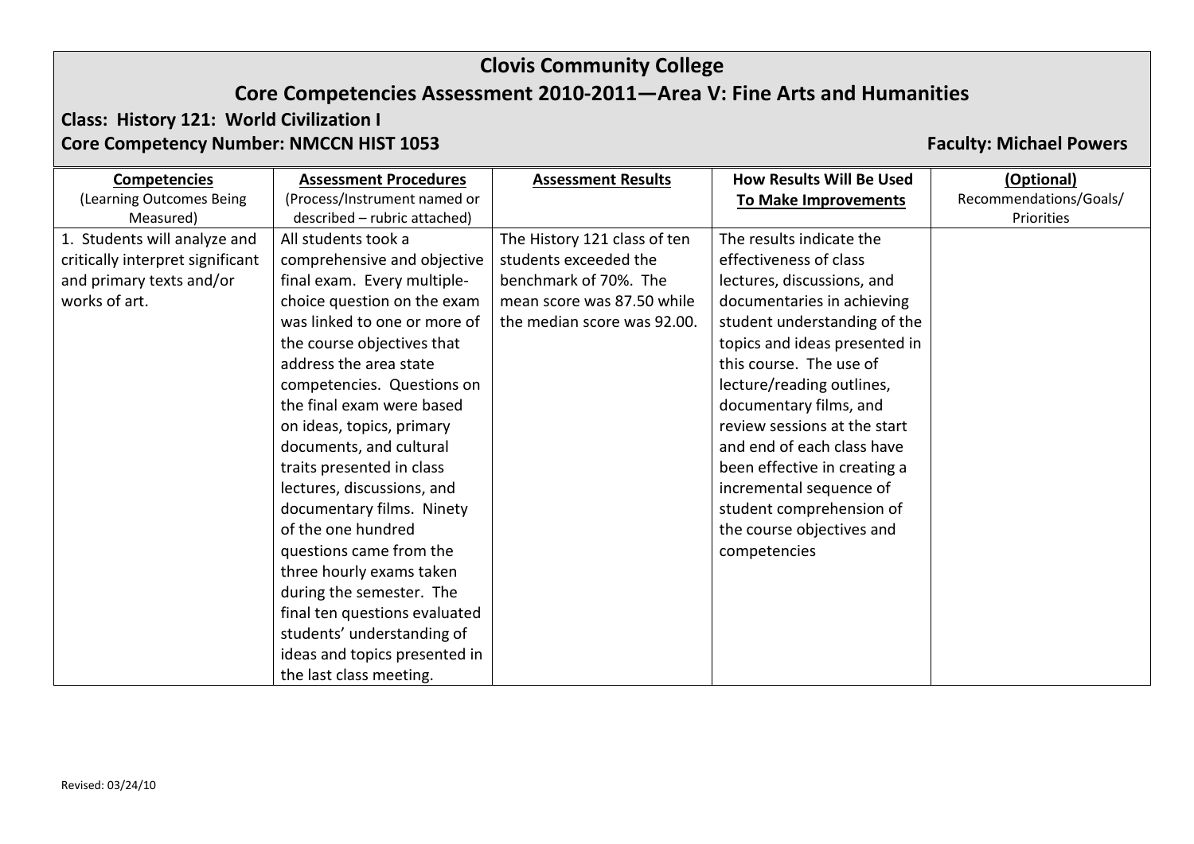# Clovis Community College

## Core Competencies Assessment 2010-2011—Area V: Fine Arts and Humanities

**Class: History 121: World Civilization I**

**Core Competency Number: NMCCN HIST 1053**

**Faculty: Michael Powers**

| **Competencies** (Learning Outcomes Being Measured) | **Assessment Procedures** (Process/Instrument named or described – rubric attached) | **Assessment Results** | **How Results Will Be Used To Make Improvements** | **(Optional)** Recommendations/Goals/ Priorities |
|---|---|---|---|---|
| 1. Students will analyze and critically interpret significant and primary texts and/or works of art. | All students took a comprehensive and objective final exam. Every multiple-choice question on the exam was linked to one or more of the course objectives that address the area state competencies. Questions on the final exam were based on ideas, topics, primary documents, and cultural traits presented in class lectures, discussions, and documentary films. Ninety of the one hundred questions came from the three hourly exams taken during the semester. The final ten questions evaluated students' understanding of ideas and topics presented in the last class meeting. | The History 121 class of ten students exceeded the benchmark of 70%. The mean score was 87.50 while the median score was 92.00. | The results indicate the effectiveness of class lectures, discussions, and documentaries in achieving student understanding of the topics and ideas presented in this course. The use of lecture/reading outlines, documentary films, and review sessions at the start and end of each class have been effective in creating a incremental sequence of student comprehension of the course objectives and competencies | |

Revised: 03/24/10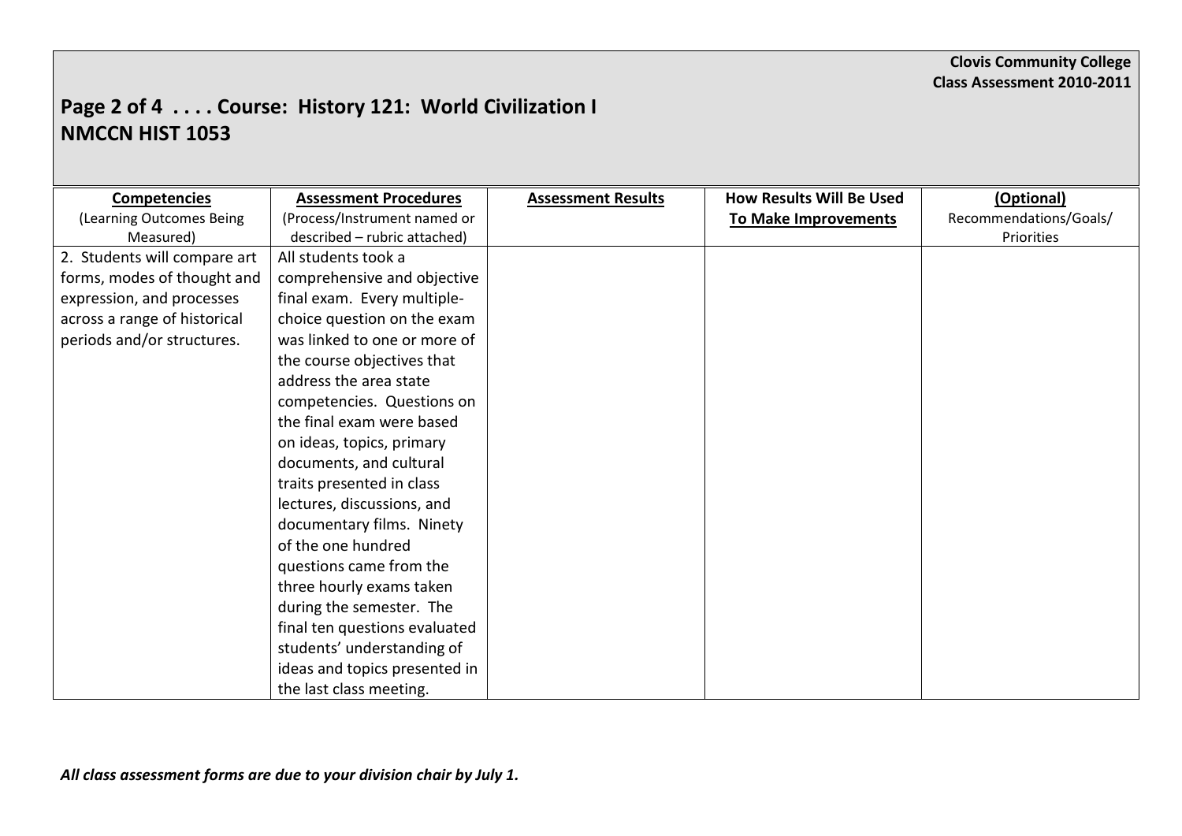**Clovis Community College**
**Class Assessment 2010-2011**

## Page 2 of 4 . . . . Course: History 121: World Civilization I
## NMCCN HIST 1053

| **Competencies** (Learning Outcomes Being Measured) | **Assessment Procedures** (Process/Instrument named or described – rubric attached) | **Assessment Results** | **How Results Will Be Used To Make Improvements** | **(Optional)** Recommendations/Goals/ Priorities |
|---|---|---|---|---|
| 2. Students will compare art forms, modes of thought and expression, and processes across a range of historical periods and/or structures. | All students took a comprehensive and objective final exam. Every multiple-choice question on the exam was linked to one or more of the course objectives that address the area state competencies. Questions on the final exam were based on ideas, topics, primary documents, and cultural traits presented in class lectures, discussions, and documentary films. Ninety of the one hundred questions came from the three hourly exams taken during the semester. The final ten questions evaluated students' understanding of ideas and topics presented in the last class meeting. | | | |

***All class assessment forms are due to your division chair by July 1.***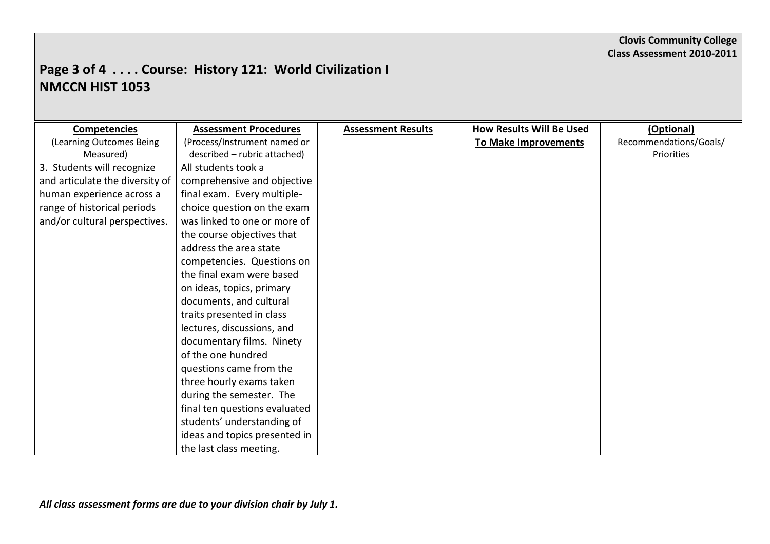**Clovis Community College**
**Class Assessment 2010-2011**

## Page 3 of 4 . . . . Course: History 121: World Civilization I NMCCN HIST 1053

| **Competencies** (Learning Outcomes Being Measured) | **Assessment Procedures** (Process/Instrument named or described – rubric attached) | **Assessment Results** | **How Results Will Be Used To Make Improvements** | **(Optional)** Recommendations/Goals/ Priorities |
|---|---|---|---|---|
| 3. Students will recognize and articulate the diversity of human experience across a range of historical periods and/or cultural perspectives. | All students took a comprehensive and objective final exam. Every multiple-choice question on the exam was linked to one or more of the course objectives that address the area state competencies. Questions on the final exam were based on ideas, topics, primary documents, and cultural traits presented in class lectures, discussions, and documentary films. Ninety of the one hundred questions came from the three hourly exams taken during the semester. The final ten questions evaluated students' understanding of ideas and topics presented in the last class meeting. | | | |

***All class assessment forms are due to your division chair by July 1.***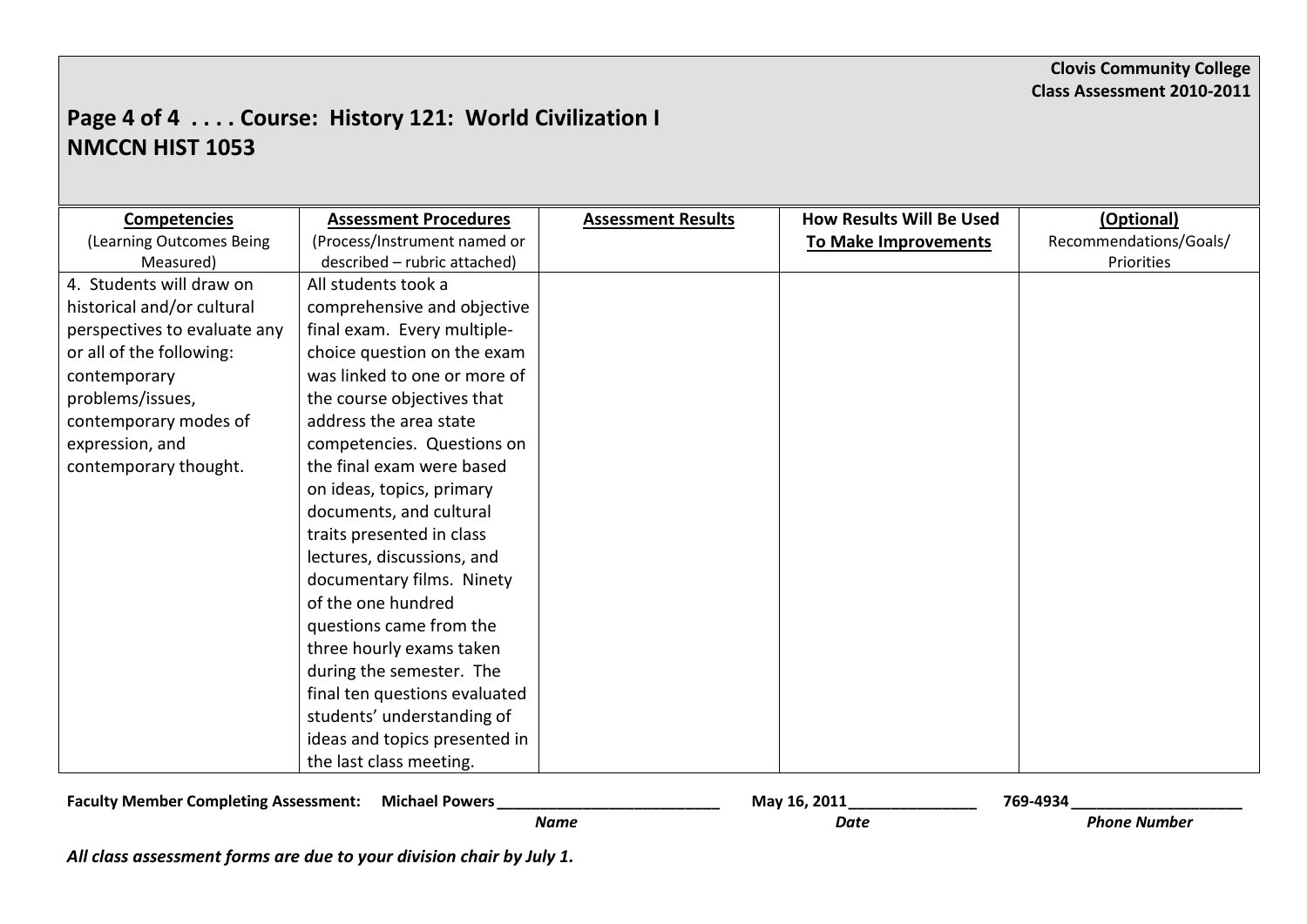**Clovis Community College**
**Class Assessment 2010-2011**

## Page 4 of 4 . . . . Course: History 121: World Civilization I
## NMCCN HIST 1053

| **Competencies** (Learning Outcomes Being Measured) | **Assessment Procedures** (Process/Instrument named or described – rubric attached) | **Assessment Results** | **How Results Will Be Used To Make Improvements** | **(Optional)** Recommendations/Goals/ Priorities |
|---|---|---|---|---|
| 4. Students will draw on historical and/or cultural perspectives to evaluate any or all of the following: contemporary problems/issues, contemporary modes of expression, and contemporary thought. | All students took a comprehensive and objective final exam. Every multiple-choice question on the exam was linked to one or more of the course objectives that address the area state competencies. Questions on the final exam were based on ideas, topics, primary documents, and cultural traits presented in class lectures, discussions, and documentary films. Ninety of the one hundred questions came from the three hourly exams taken during the semester. The final ten questions evaluated students' understanding of ideas and topics presented in the last class meeting. | | | |

**Faculty Member Completing Assessment:** **Michael Powers** ___________________________ **May 16, 2011** _______________ **769-4934** ____________________

*Name* *Date* *Phone Number*

***All class assessment forms are due to your division chair by July 1.***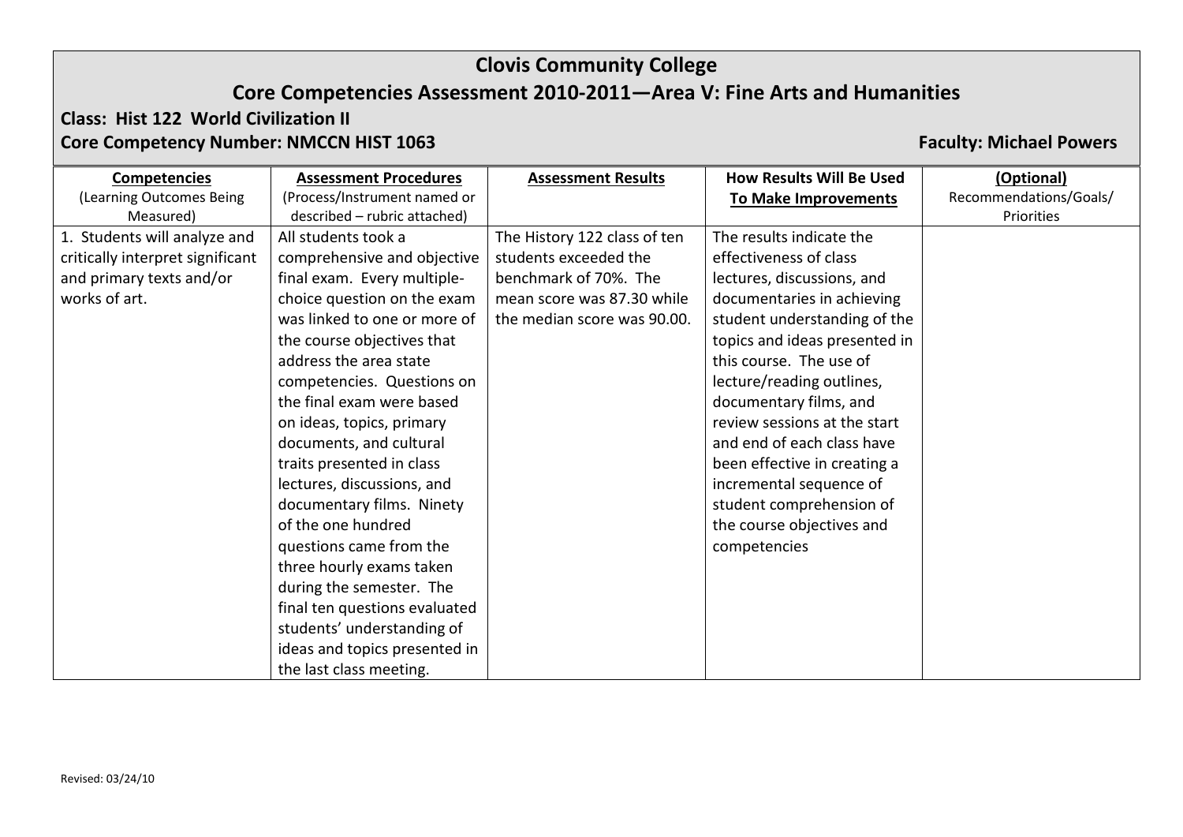# Clovis Community College

## Core Competencies Assessment 2010-2011—Area V: Fine Arts and Humanities

**Class: Hist 122 World Civilization II**

**Core Competency Number: NMCCN HIST 1063**

**Faculty: Michael Powers**

| **Competencies** (Learning Outcomes Being Measured) | **Assessment Procedures** (Process/Instrument named or described – rubric attached) | **Assessment Results** | **How Results Will Be Used To Make Improvements** | **(Optional)** Recommendations/Goals/ Priorities |
|---|---|---|---|---|
| 1. Students will analyze and critically interpret significant and primary texts and/or works of art. | All students took a comprehensive and objective final exam. Every multiple-choice question on the exam was linked to one or more of the course objectives that address the area state competencies. Questions on the final exam were based on ideas, topics, primary documents, and cultural traits presented in class lectures, discussions, and documentary films. Ninety of the one hundred questions came from the three hourly exams taken during the semester. The final ten questions evaluated students' understanding of ideas and topics presented in the last class meeting. | The History 122 class of ten students exceeded the benchmark of 70%. The mean score was 87.30 while the median score was 90.00. | The results indicate the effectiveness of class lectures, discussions, and documentaries in achieving student understanding of the topics and ideas presented in this course. The use of lecture/reading outlines, documentary films, and review sessions at the start and end of each class have been effective in creating a incremental sequence of student comprehension of the course objectives and competencies | |

Revised: 03/24/10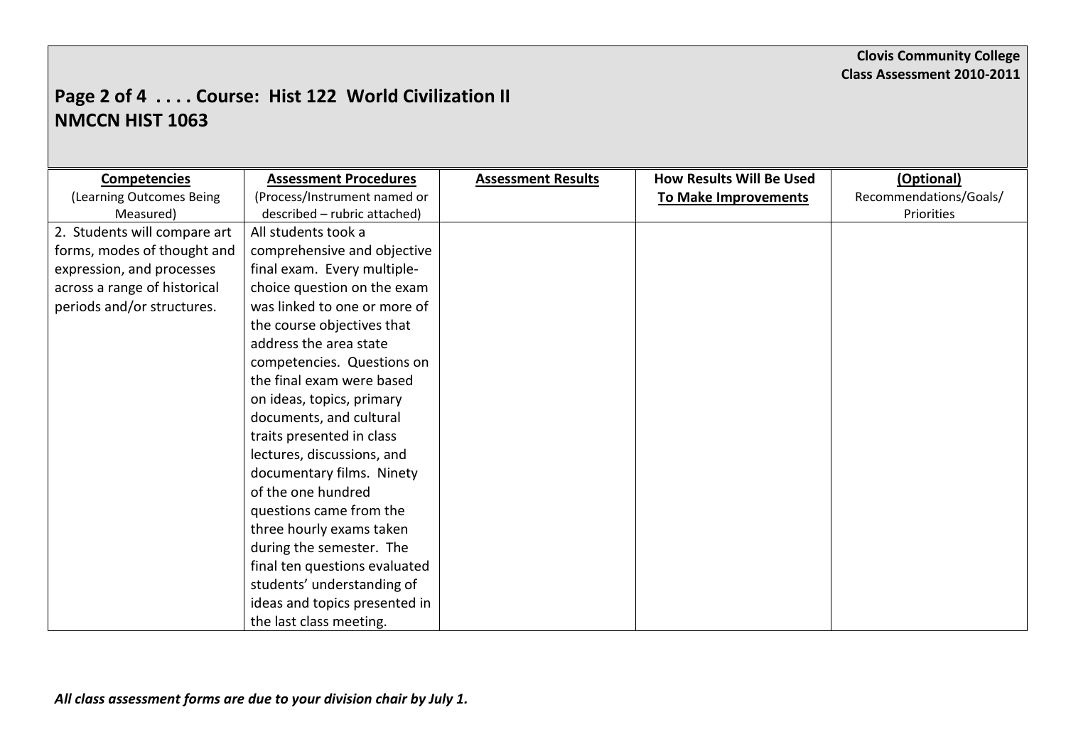**Clovis Community College**
**Class Assessment 2010-2011**

## Page 2 of 4 . . . . Course: Hist 122 World Civilization II
## NMCCN HIST 1063

| **Competencies** (Learning Outcomes Being Measured) | **Assessment Procedures** (Process/Instrument named or described – rubric attached) | **Assessment Results** | **How Results Will Be Used To Make Improvements** | **(Optional)** Recommendations/Goals/ Priorities |
|---|---|---|---|---|
| 2. Students will compare art forms, modes of thought and expression, and processes across a range of historical periods and/or structures. | All students took a comprehensive and objective final exam. Every multiple-choice question on the exam was linked to one or more of the course objectives that address the area state competencies. Questions on the final exam were based on ideas, topics, primary documents, and cultural traits presented in class lectures, discussions, and documentary films. Ninety of the one hundred questions came from the three hourly exams taken during the semester. The final ten questions evaluated students' understanding of ideas and topics presented in the last class meeting. | | | |

***All class assessment forms are due to your division chair by July 1.***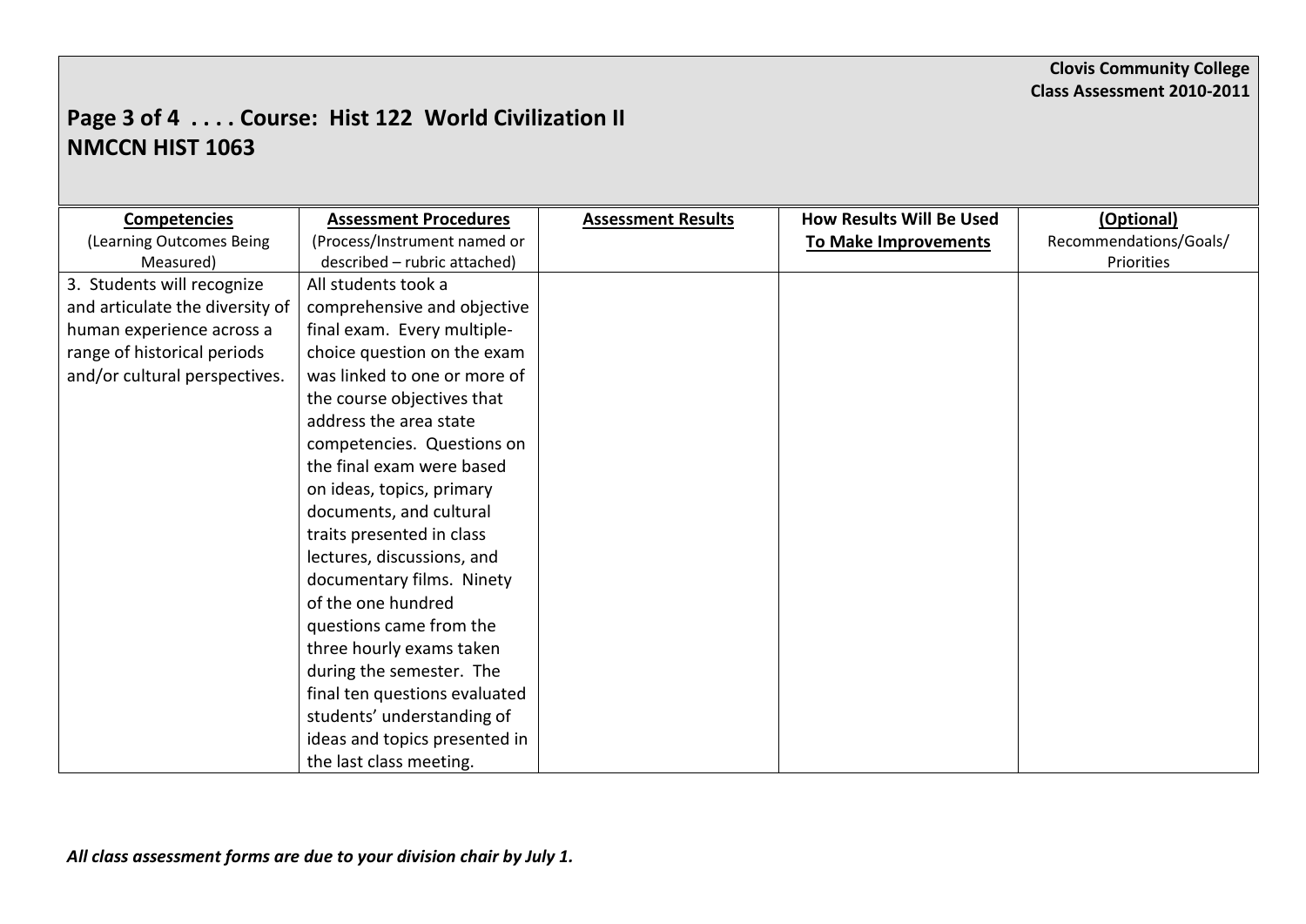**Clovis Community College**
**Class Assessment 2010-2011**

## Page 3 of 4 . . . . Course: Hist 122 World Civilization II NMCCN HIST 1063

| **Competencies** (Learning Outcomes Being Measured) | **Assessment Procedures** (Process/Instrument named or described – rubric attached) | **Assessment Results** | **How Results Will Be Used To Make Improvements** | **(Optional)** Recommendations/Goals/ Priorities |
|---|---|---|---|---|
| 3. Students will recognize and articulate the diversity of human experience across a range of historical periods and/or cultural perspectives. | All students took a comprehensive and objective final exam. Every multiple-choice question on the exam was linked to one or more of the course objectives that address the area state competencies. Questions on the final exam were based on ideas, topics, primary documents, and cultural traits presented in class lectures, discussions, and documentary films. Ninety of the one hundred questions came from the three hourly exams taken during the semester. The final ten questions evaluated students' understanding of ideas and topics presented in the last class meeting. | | | |

***All class assessment forms are due to your division chair by July 1.***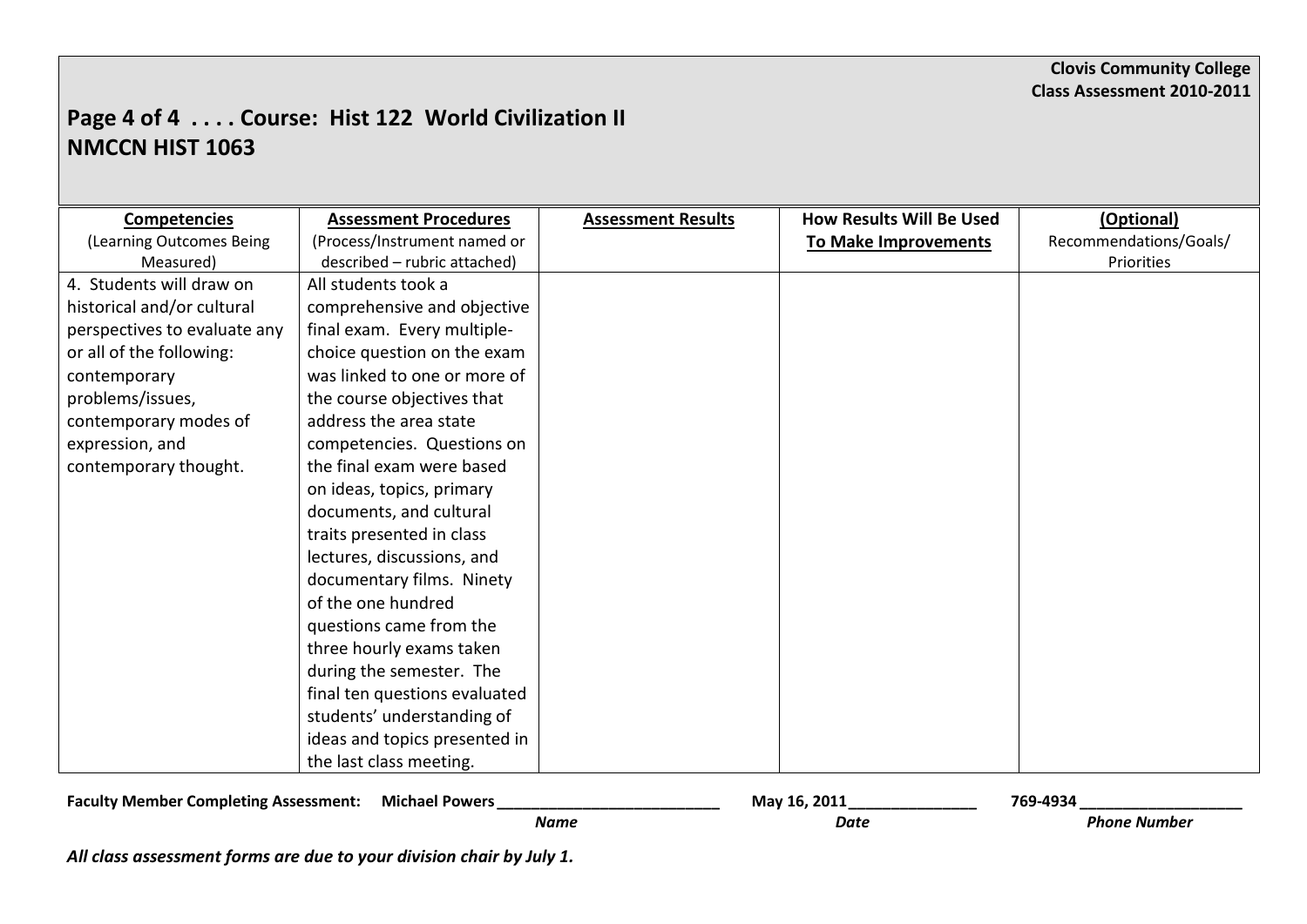**Clovis Community College**
**Class Assessment 2010-2011**

## Page 4 of 4 . . . . Course: Hist 122 World Civilization II
## NMCCN HIST 1063

| **Competencies** (Learning Outcomes Being Measured) | **Assessment Procedures** (Process/Instrument named or described – rubric attached) | **Assessment Results** | **How Results Will Be Used To Make Improvements** | **(Optional)** Recommendations/Goals/ Priorities |
|---|---|---|---|---|
| 4. Students will draw on historical and/or cultural perspectives to evaluate any or all of the following: contemporary problems/issues, contemporary modes of expression, and contemporary thought. | All students took a comprehensive and objective final exam. Every multiple-choice question on the exam was linked to one or more of the course objectives that address the area state competencies. Questions on the final exam were based on ideas, topics, primary documents, and cultural traits presented in class lectures, discussions, and documentary films. Ninety of the one hundred questions came from the three hourly exams taken during the semester. The final ten questions evaluated students' understanding of ideas and topics presented in the last class meeting. | | | |

**Faculty Member Completing Assessment:** **Michael Powers** ___________________________ (*Name*) **May 16, 2011** _______________ (*Date*) **769-4934** ___________________ (*Phone Number*)

***All class assessment forms are due to your division chair by July 1.***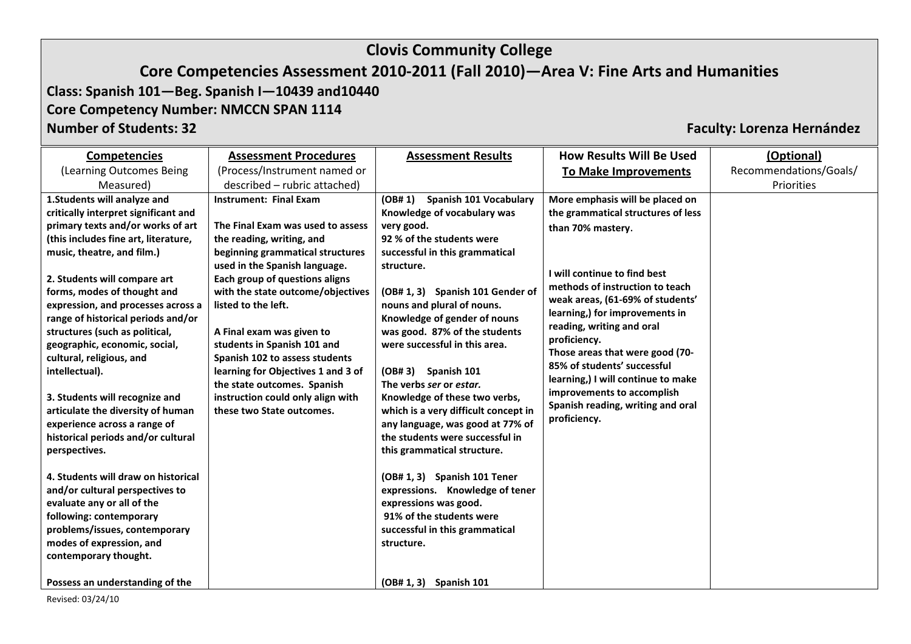# Clovis Community College

## Core Competencies Assessment 2010-2011 (Fall 2010)—Area V: Fine Arts and Humanities

**Class: Spanish 101—Beg. Spanish I—10439 and10440**

**Core Competency Number: NMCCN SPAN 1114**

**Number of Students: 32**

**Faculty: Lorenza Hernández**

| **Competencies** (Learning Outcomes Being Measured) | **Assessment Procedures** (Process/Instrument named or described – rubric attached) | **Assessment Results** | **How Results Will Be Used To Make Improvements** | **(Optional)** Recommendations/Goals/ Priorities |
|---|---|---|---|---|
| **1.Students will analyze and critically interpret significant and primary texts and/or works of art (this includes fine art, literature, music, theatre, and film.)**<br><br>**2. Students will compare art forms, modes of thought and expression, and processes across a range of historical periods and/or structures (such as political, geographic, economic, social, cultural, religious, and intellectual).**<br><br>**3. Students will recognize and articulate the diversity of human experience across a range of historical periods and/or cultural perspectives.**<br><br>**4. Students will draw on historical and/or cultural perspectives to evaluate any or all of the following: contemporary problems/issues, contemporary modes of expression, and contemporary thought.**<br><br>**Possess an understanding of the** | **Instrument: Final Exam**<br><br>**The Final Exam was used to assess the reading, writing, and beginning grammatical structures used in the Spanish language. Each group of questions aligns with the state outcome/objectives listed to the left.**<br><br>**A Final exam was given to students in Spanish 101 and Spanish 102 to assess students learning for Objectives 1 and 3 of the state outcomes. Spanish instruction could only align with these two State outcomes.** | **(OB# 1) Spanish 101 Vocabulary Knowledge of vocabulary was very good. 92 % of the students were successful in this grammatical structure.**<br><br>**(OB# 1, 3) Spanish 101 Gender of nouns and plural of nouns. Knowledge of gender of nouns was good. 87% of the students were successful in this area.**<br><br>**(OB# 3) Spanish 101 The verbs *ser* or *estar.* Knowledge of these two verbs, which is a very difficult concept in any language, was good at 77% of the students were successful in this grammatical structure.**<br><br>**(OB# 1, 3) Spanish 101 Tener expressions. Knowledge of tener expressions was good. 91% of the students were successful in this grammatical structure.**<br><br>**(OB# 1, 3) Spanish 101** | **More emphasis will be placed on the grammatical structures of less than 70% mastery.**<br><br>**I will continue to find best methods of instruction to teach weak areas, (61-69% of students' learning,) for improvements in reading, writing and oral proficiency. Those areas that were good (70-85% of students' successful learning,) I will continue to make improvements to accomplish Spanish reading, writing and oral proficiency.** | |

Revised: 03/24/10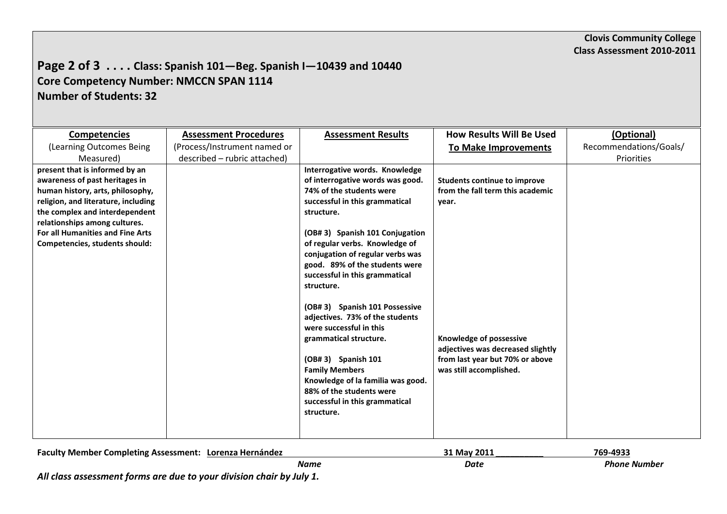**Clovis Community College**
**Class Assessment 2010-2011**

## Page 2 of 3 . . . . Class: Spanish 101—Beg. Spanish I—10439 and 10440
## Core Competency Number: NMCCN SPAN 1114
## Number of Students: 32

| **Competencies** (Learning Outcomes Being Measured) | **Assessment Procedures** (Process/Instrument named or described – rubric attached) | **Assessment Results** | **How Results Will Be Used To Make Improvements** | **(Optional)** Recommendations/Goals/ Priorities |
|---|---|---|---|---|
| **present that is informed by an awareness of past heritages in human history, arts, philosophy, religion, and literature, including the complex and interdependent relationships among cultures. For all Humanities and Fine Arts Competencies, students should:** | | **Interrogative words. Knowledge of interrogative words was good. 74% of the students were successful in this grammatical structure.**<br><br>**(OB# 3) Spanish 101 Conjugation of regular verbs. Knowledge of conjugation of regular verbs was good. 89% of the students were successful in this grammatical structure.**<br><br>**(OB# 3) Spanish 101 Possessive adjectives. 73% of the students were successful in this grammatical structure.**<br><br>**(OB# 3) Spanish 101 Family Members Knowledge of la familia was good. 88% of the students were successful in this grammatical structure.** | **Students continue to improve from the fall term this academic year.**<br><br>**Knowledge of possessive adjectives was decreased slightly from last year but 70% or above was still accomplished.** | |

**Faculty Member Completing Assessment: Lorenza Hernández** **31 May 2011 __________** **769-4933**

*Name* *Date* *Phone Number*

***All class assessment forms are due to your division chair by July 1.***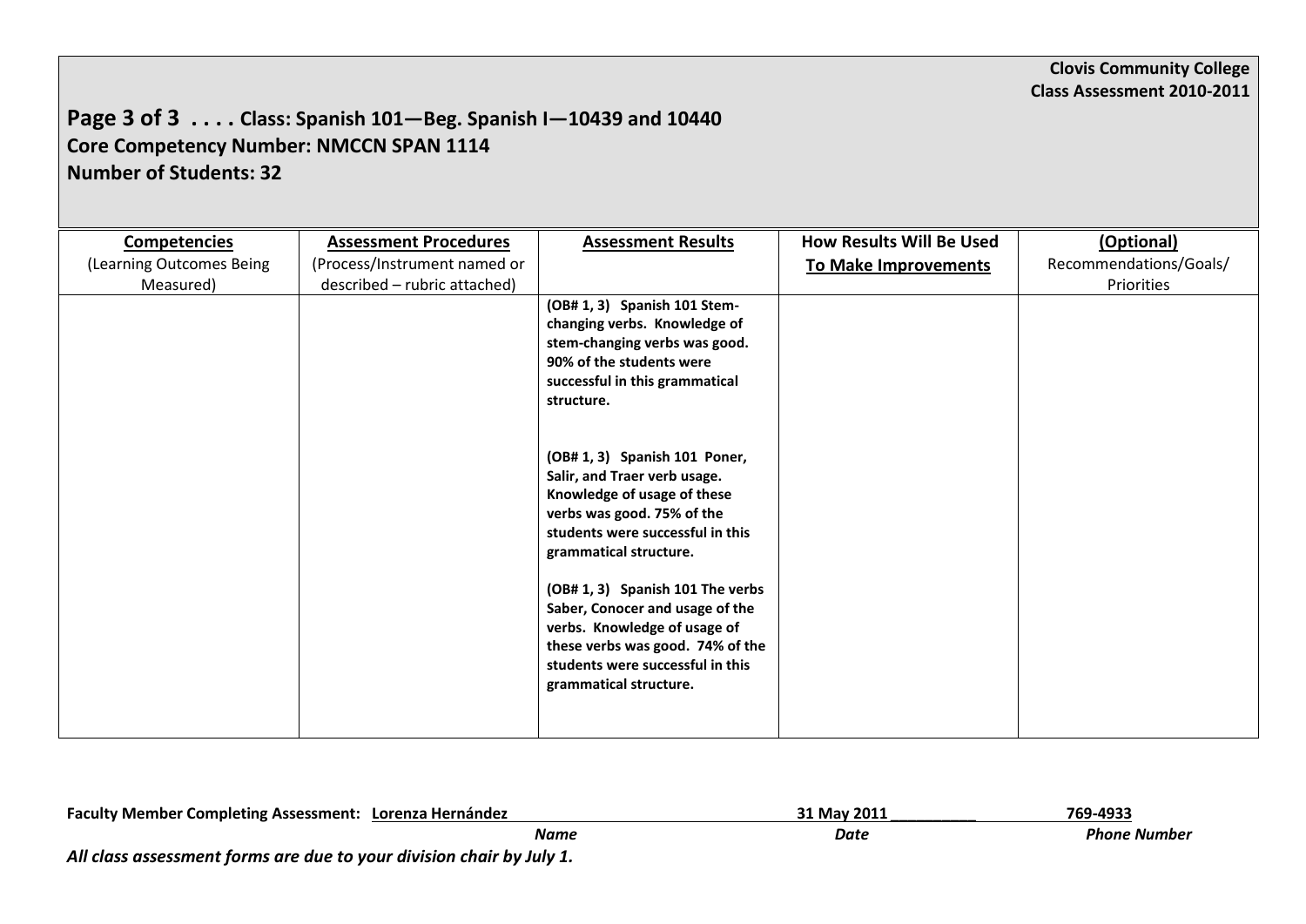**Clovis Community College**
**Class Assessment 2010-2011**

## Page 3 of 3 . . . . Class: Spanish 101—Beg. Spanish I—10439 and 10440
## Core Competency Number: NMCCN SPAN 1114
## Number of Students: 32

| **Competencies** (Learning Outcomes Being Measured) | **Assessment Procedures** (Process/Instrument named or described – rubric attached) | **Assessment Results** | **How Results Will Be Used To Make Improvements** | **(Optional)** Recommendations/Goals/ Priorities |
|---|---|---|---|---|
| | | **(OB# 1, 3) Spanish 101 Stem-changing verbs. Knowledge of stem-changing verbs was good. 90% of the students were successful in this grammatical structure.**<br><br>**(OB# 1, 3) Spanish 101 Poner, Salir, and Traer verb usage. Knowledge of usage of these verbs was good. 75% of the students were successful in this grammatical structure.**<br><br>**(OB# 1, 3) Spanish 101 The verbs Saber, Conocer and usage of the verbs. Knowledge of usage of these verbs was good. 74% of the students were successful in this grammatical structure.** | | |

**Faculty Member Completing Assessment: Lorenza Hernández** **31 May 2011 __________** **769-4933**

*Name* *Date* *Phone Number*

***All class assessment forms are due to your division chair by July 1.***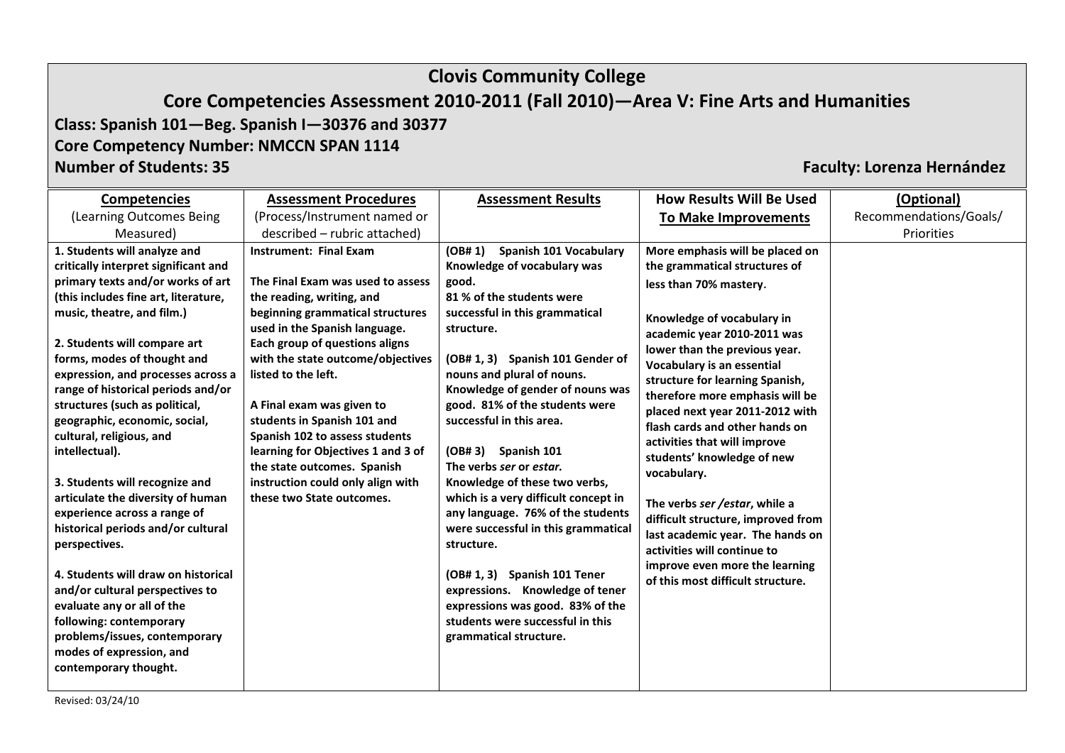# Clovis Community College

## Core Competencies Assessment 2010-2011 (Fall 2010)—Area V: Fine Arts and Humanities

**Class: Spanish 101—Beg. Spanish I—30376 and 30377**

**Core Competency Number: NMCCN SPAN 1114**

**Number of Students: 35**

**Faculty: Lorenza Hernández**

| **Competencies** (Learning Outcomes Being Measured) | **Assessment Procedures** (Process/Instrument named or described – rubric attached) | **Assessment Results** | **How Results Will Be Used To Make Improvements** | **(Optional)** Recommendations/Goals/ Priorities |
|---|---|---|---|---|
| **1. Students will analyze and critically interpret significant and primary texts and/or works of art (this includes fine art, literature, music, theatre, and film.)**<br><br>**2. Students will compare art forms, modes of thought and expression, and processes across a range of historical periods and/or structures (such as political, geographic, economic, social, cultural, religious, and intellectual).**<br><br>**3. Students will recognize and articulate the diversity of human experience across a range of historical periods and/or cultural perspectives.**<br><br>**4. Students will draw on historical and/or cultural perspectives to evaluate any or all of the following: contemporary problems/issues, contemporary modes of expression, and contemporary thought.** | **Instrument: Final Exam**<br><br>**The Final Exam was used to assess the reading, writing, and beginning grammatical structures used in the Spanish language. Each group of questions aligns with the state outcome/objectives listed to the left.**<br><br>**A Final exam was given to students in Spanish 101 and Spanish 102 to assess students learning for Objectives 1 and 3 of the state outcomes. Spanish instruction could only align with these two State outcomes.** | **(OB# 1) Spanish 101 Vocabulary Knowledge of vocabulary was good. 81 % of the students were successful in this grammatical structure.**<br><br>**(OB# 1, 3) Spanish 101 Gender of nouns and plural of nouns. Knowledge of gender of nouns was good. 81% of the students were successful in this area.**<br><br>**(OB# 3) Spanish 101 The verbs *ser* or *estar.* Knowledge of these two verbs, which is a very difficult concept in any language. 76% of the students were successful in this grammatical structure.**<br><br>**(OB# 1, 3) Spanish 101 Tener expressions. Knowledge of tener expressions was good. 83% of the students were successful in this grammatical structure.** | **More emphasis will be placed on the grammatical structures of less than 70% mastery.**<br><br>**Knowledge of vocabulary in academic year 2010-2011 was lower than the previous year. Vocabulary is an essential structure for learning Spanish, therefore more emphasis will be placed next year 2011-2012 with flash cards and other hands on activities that will improve students' knowledge of new vocabulary.**<br><br>**The verbs *ser /estar*, while a difficult structure, improved from last academic year. The hands on activities will continue to improve even more the learning of this most difficult structure.** | |

Revised: 03/24/10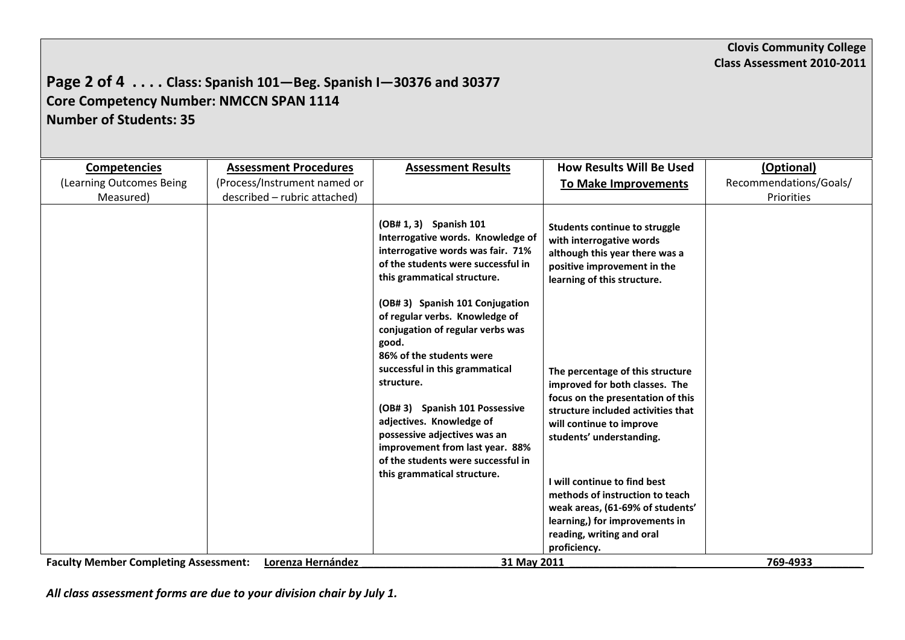**Clovis Community College**
**Class Assessment 2010-2011**

## Page 2 of 4 . . . . Class: Spanish 101—Beg. Spanish I—30376 and 30377
## Core Competency Number: NMCCN SPAN 1114
## Number of Students: 35

| **Competencies** (Learning Outcomes Being Measured) | **Assessment Procedures** (Process/Instrument named or described – rubric attached) | **Assessment Results** | **How Results Will Be Used To Make Improvements** | **(Optional)** Recommendations/Goals/ Priorities |
|---|---|---|---|---|
| | | **(OB# 1, 3) Spanish 101 Interrogative words. Knowledge of interrogative words was fair. 71% of the students were successful in this grammatical structure.** | **Students continue to struggle with interrogative words although this year there was a positive improvement in the learning of this structure.** | |
| | | **(OB# 3) Spanish 101 Conjugation of regular verbs. Knowledge of conjugation of regular verbs was good. 86% of the students were successful in this grammatical structure.** | **The percentage of this structure improved for both classes. The focus on the presentation of this structure included activities that will continue to improve students' understanding.** | |
| | | **(OB# 3) Spanish 101 Possessive adjectives. Knowledge of possessive adjectives was an improvement from last year. 88% of the students were successful in this grammatical structure.** | **I will continue to find best methods of instruction to teach weak areas, (61-69% of students' learning,) for improvements in reading, writing and oral proficiency.** | |

**Faculty Member Completing Assessment: Lorenza Hernández 31 May 2011 769-4933**

***All class assessment forms are due to your division chair by July 1.***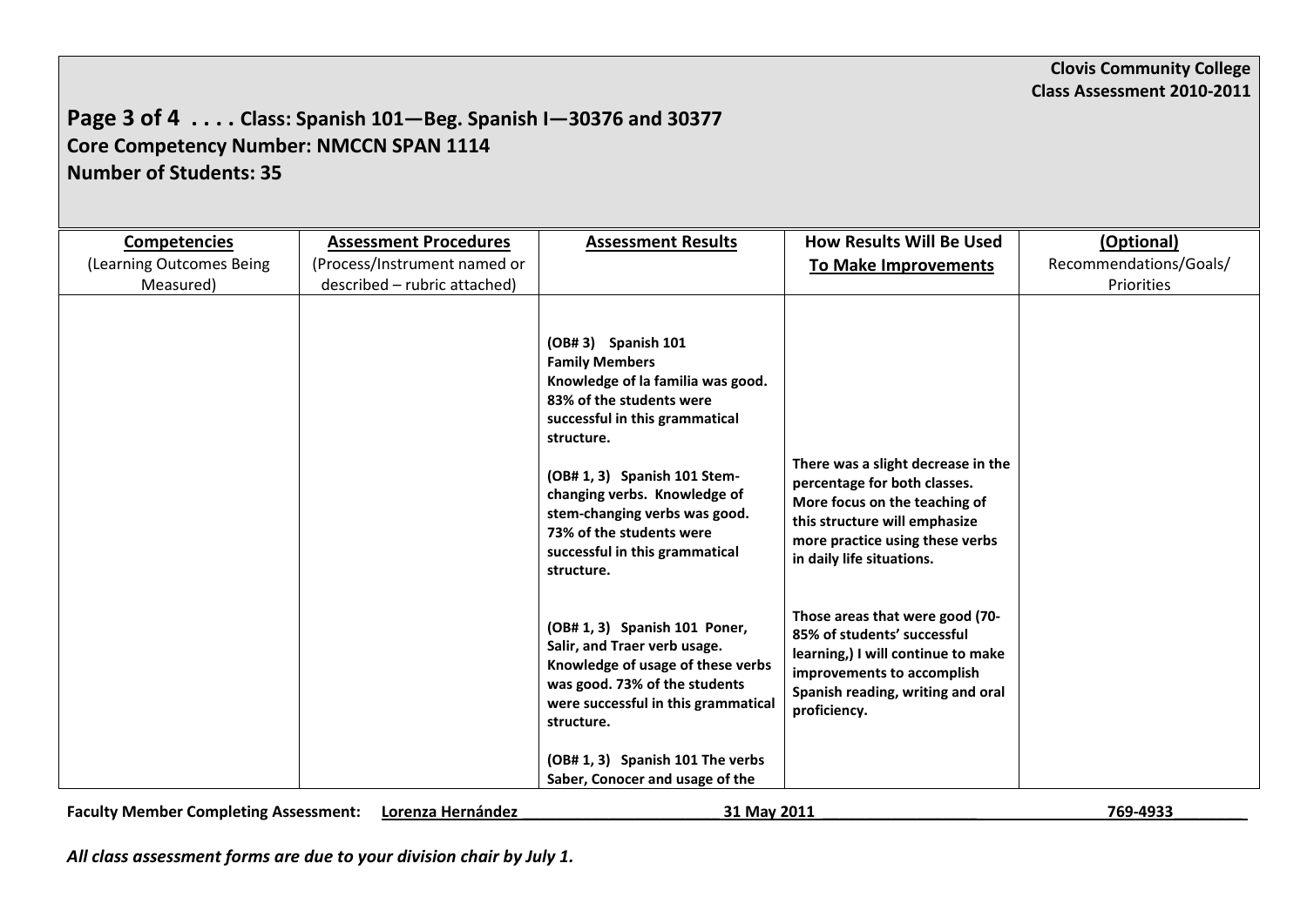**Clovis Community College**
**Class Assessment 2010-2011**

## Page 3 of 4 . . . . Class: Spanish 101—Beg. Spanish I—30376 and 30377
## Core Competency Number: NMCCN SPAN 1114
## Number of Students: 35

| **Competencies** (Learning Outcomes Being Measured) | **Assessment Procedures** (Process/Instrument named or described – rubric attached) | **Assessment Results** | **How Results Will Be Used To Make Improvements** | **(Optional)** Recommendations/Goals/ Priorities |
|---|---|---|---|---|
| | | **(OB# 3) Spanish 101 Family Members Knowledge of la familia was good. 83% of the students were successful in this grammatical structure.** | | |
| | | **(OB# 1, 3) Spanish 101 Stem-changing verbs. Knowledge of stem-changing verbs was good. 73% of the students were successful in this grammatical structure.** | **There was a slight decrease in the percentage for both classes. More focus on the teaching of this structure will emphasize more practice using these verbs in daily life situations.** | |
| | | **(OB# 1, 3) Spanish 101 Poner, Salir, and Traer verb usage. Knowledge of usage of these verbs was good. 73% of the students were successful in this grammatical structure.** | **Those areas that were good (70-85% of students' successful learning,) I will continue to make improvements to accomplish Spanish reading, writing and oral proficiency.** | |
| | | **(OB# 1, 3) Spanish 101 The verbs Saber, Conocer and usage of the** | | |

**Faculty Member Completing Assessment:** **Lorenza Hernández** **31 May 2011** **769-4933**

***All class assessment forms are due to your division chair by July 1.***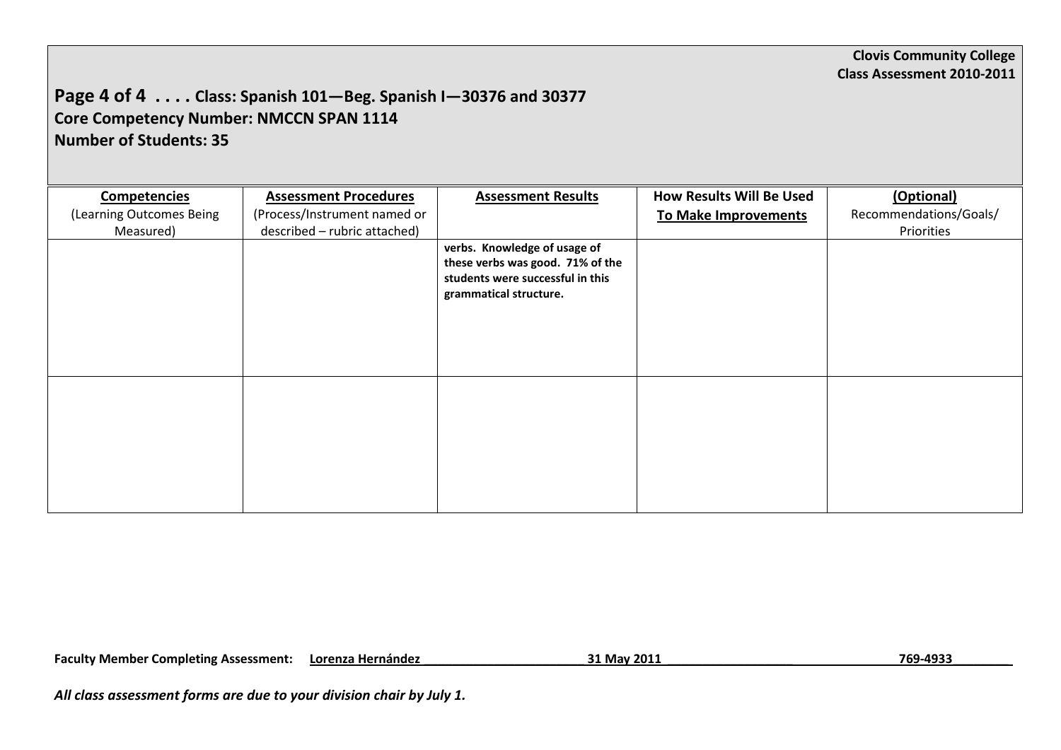**Clovis Community College**
**Class Assessment 2010-2011**

## Page 4 of 4 . . . . Class: Spanish 101—Beg. Spanish I—30376 and 30377
**Core Competency Number: NMCCN SPAN 1114**
**Number of Students: 35**

| **Competencies** (Learning Outcomes Being Measured) | **Assessment Procedures** (Process/Instrument named or described – rubric attached) | **Assessment Results** | **How Results Will Be Used To Make Improvements** | **(Optional)** Recommendations/Goals/ Priorities |
|---|---|---|---|---|
| | | **verbs. Knowledge of usage of these verbs was good. 71% of the students were successful in this grammatical structure.** | | |
| | | | | |

**Faculty Member Completing Assessment:** **Lorenza Hernández** **31 May 2011** **769-4933**

***All class assessment forms are due to your division chair by July 1.***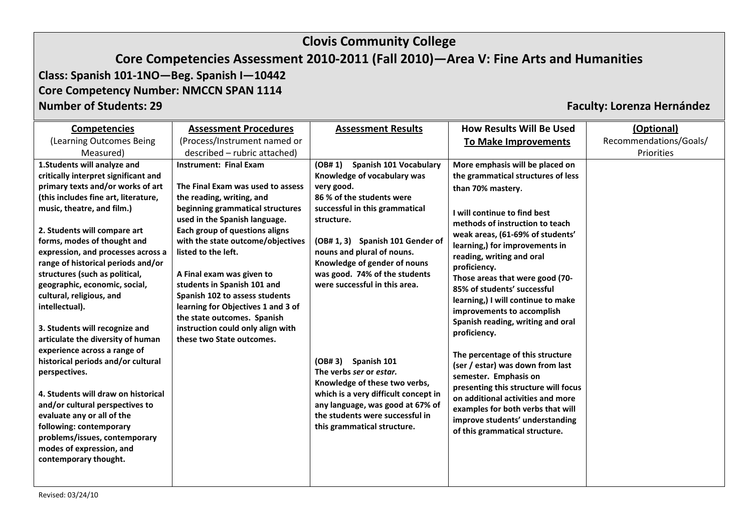# Clovis Community College

## Core Competencies Assessment 2010-2011 (Fall 2010)—Area V: Fine Arts and Humanities

**Class: Spanish 101-1NO—Beg. Spanish I—10442**

**Core Competency Number: NMCCN SPAN 1114**

**Number of Students: 29**

**Faculty: Lorenza Hernández**

| **Competencies** (Learning Outcomes Being Measured) | **Assessment Procedures** (Process/Instrument named or described – rubric attached) | **Assessment Results** | **How Results Will Be Used To Make Improvements** | **(Optional)** Recommendations/Goals/ Priorities |
|---|---|---|---|---|
| **1.Students will analyze and critically interpret significant and primary texts and/or works of art (this includes fine art, literature, music, theatre, and film.)**<br><br>**2. Students will compare art forms, modes of thought and expression, and processes across a range of historical periods and/or structures (such as political, geographic, economic, social, cultural, religious, and intellectual).**<br><br>**3. Students will recognize and articulate the diversity of human experience across a range of historical periods and/or cultural perspectives.**<br><br>**4. Students will draw on historical and/or cultural perspectives to evaluate any or all of the following: contemporary problems/issues, contemporary modes of expression, and contemporary thought.** | **Instrument: Final Exam**<br><br>**The Final Exam was used to assess the reading, writing, and beginning grammatical structures used in the Spanish language. Each group of questions aligns with the state outcome/objectives listed to the left.**<br><br>**A Final exam was given to students in Spanish 101 and Spanish 102 to assess students learning for Objectives 1 and 3 of the state outcomes. Spanish instruction could only align with these two State outcomes.** | **(OB# 1) Spanish 101 Vocabulary Knowledge of vocabulary was very good. 86 % of the students were successful in this grammatical structure.**<br><br>**(OB# 1, 3) Spanish 101 Gender of nouns and plural of nouns. Knowledge of gender of nouns was good. 74% of the students were successful in this area.**<br><br>**(OB# 3) Spanish 101 The verbs *ser* or *estar.* Knowledge of these two verbs, which is a very difficult concept in any language, was good at 67% of the students were successful in this grammatical structure.** | **More emphasis will be placed on the grammatical structures of less than 70% mastery.**<br><br>**I will continue to find best methods of instruction to teach weak areas, (61-69% of students' learning,) for improvements in reading, writing and oral proficiency. Those areas that were good (70-85% of students' successful learning,) I will continue to make improvements to accomplish Spanish reading, writing and oral proficiency.**<br><br>**The percentage of this structure (ser / estar) was down from last semester. Emphasis on presenting this structure will focus on additional activities and more examples for both verbs that will improve students' understanding of this grammatical structure.** | |

Revised: 03/24/10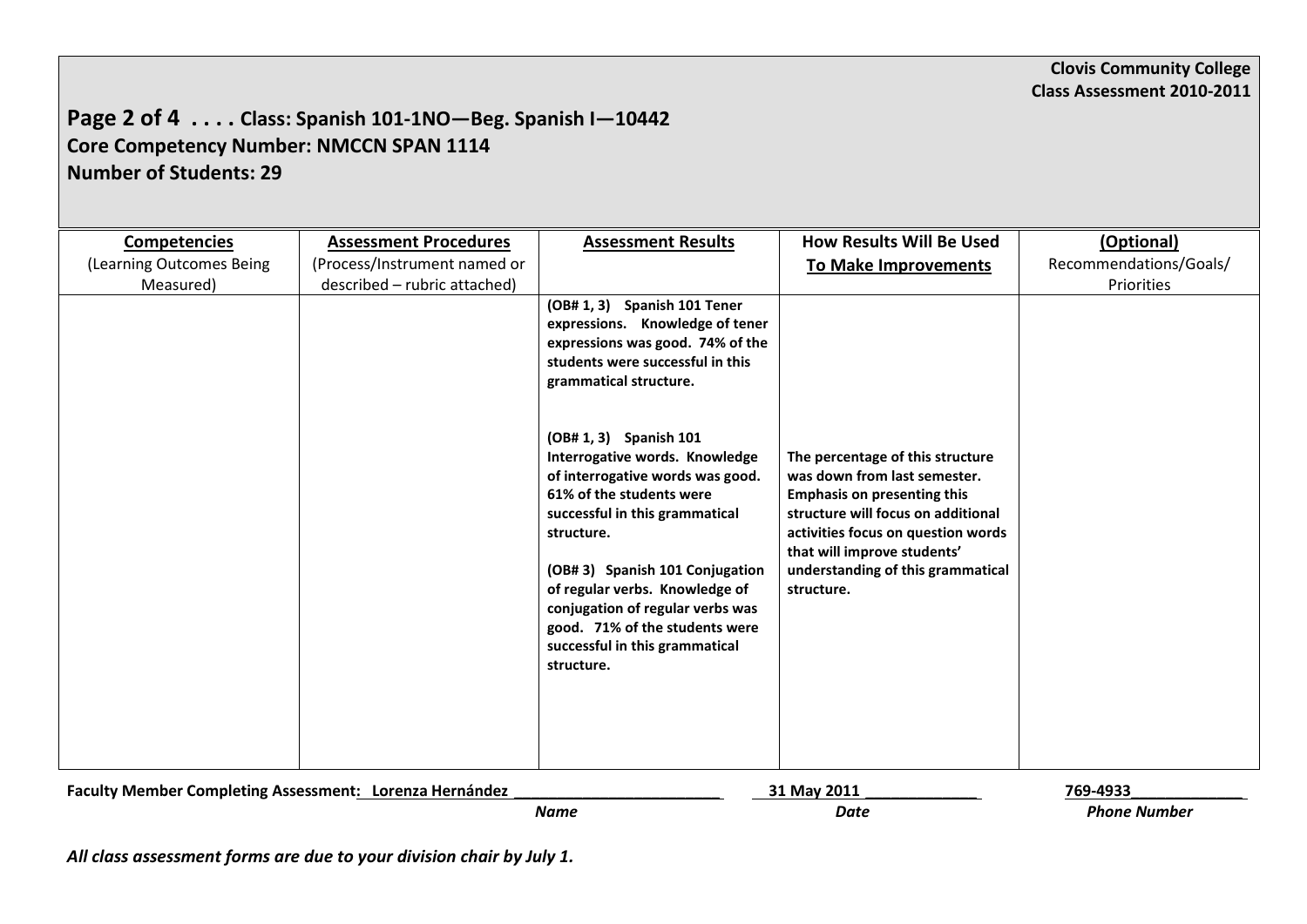**Clovis Community College**
**Class Assessment 2010-2011**

## Page 2 of 4 . . . . Class: Spanish 101-1NO—Beg. Spanish I—10442
## Core Competency Number: NMCCN SPAN 1114
## Number of Students: 29

| **Competencies** (Learning Outcomes Being Measured) | **Assessment Procedures** (Process/Instrument named or described – rubric attached) | **Assessment Results** | **How Results Will Be Used To Make Improvements** | **(Optional)** Recommendations/Goals/ Priorities |
|---|---|---|---|---|
| | | **(OB# 1, 3) Spanish 101 Tener expressions. Knowledge of tener expressions was good. 74% of the students were successful in this grammatical structure.** | | |
| | | **(OB# 1, 3) Spanish 101 Interrogative words. Knowledge of interrogative words was good. 61% of the students were successful in this grammatical structure.** | **The percentage of this structure was down from last semester. Emphasis on presenting this structure will focus on additional activities focus on question words that will improve students' understanding of this grammatical structure.** | |
| | | **(OB# 3) Spanish 101 Conjugation of regular verbs. Knowledge of conjugation of regular verbs was good. 71% of the students were successful in this grammatical structure.** | | |

**Faculty Member Completing Assessment:** **Lorenza Hernández** (*Name*) **31 May 2011** (*Date*) **769-4933** (*Phone Number*)

***All class assessment forms are due to your division chair by July 1.***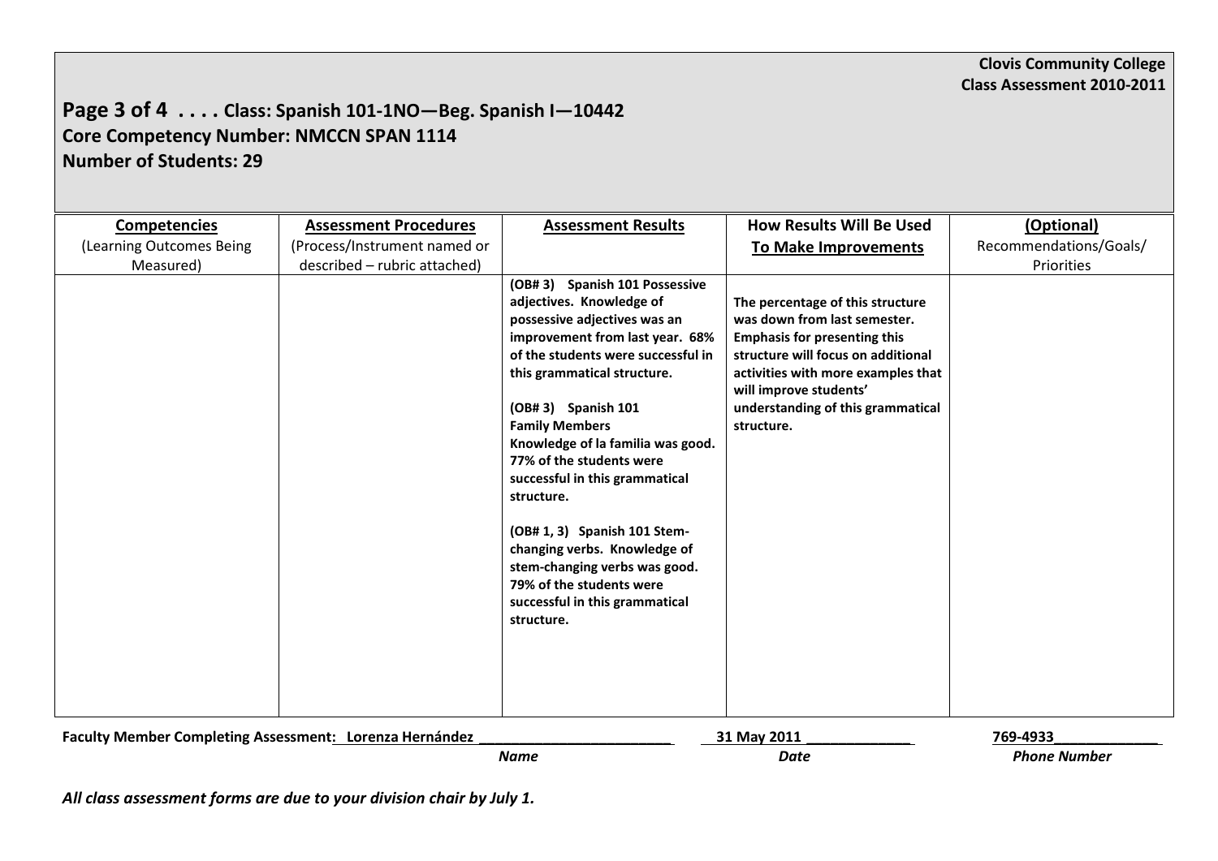**Clovis Community College**
**Class Assessment 2010-2011**

## Page 3 of 4 . . . . Class: Spanish 101-1NO—Beg. Spanish I—10442
## Core Competency Number: NMCCN SPAN 1114
## Number of Students: 29

| **Competencies** (Learning Outcomes Being Measured) | **Assessment Procedures** (Process/Instrument named or described – rubric attached) | **Assessment Results** | **How Results Will Be Used To Make Improvements** | **(Optional)** Recommendations/Goals/ Priorities |
|---|---|---|---|---|
| | | **(OB# 3) Spanish 101 Possessive adjectives. Knowledge of possessive adjectives was an improvement from last year. 68% of the students were successful in this grammatical structure.**<br><br>**(OB# 3) Spanish 101 Family Members Knowledge of la familia was good. 77% of the students were successful in this grammatical structure.**<br><br>**(OB# 1, 3) Spanish 101 Stem-changing verbs. Knowledge of stem-changing verbs was good. 79% of the students were successful in this grammatical structure.** | **The percentage of this structure was down from last semester. Emphasis for presenting this structure will focus on additional activities with more examples that will improve students' understanding of this grammatical structure.** | |

**Faculty Member Completing Assessment: Lorenza Hernández** (*Name*) — **31 May 2011** (*Date*) — **769-4933** (*Phone Number*)

*All class assessment forms are due to your division chair by July 1.*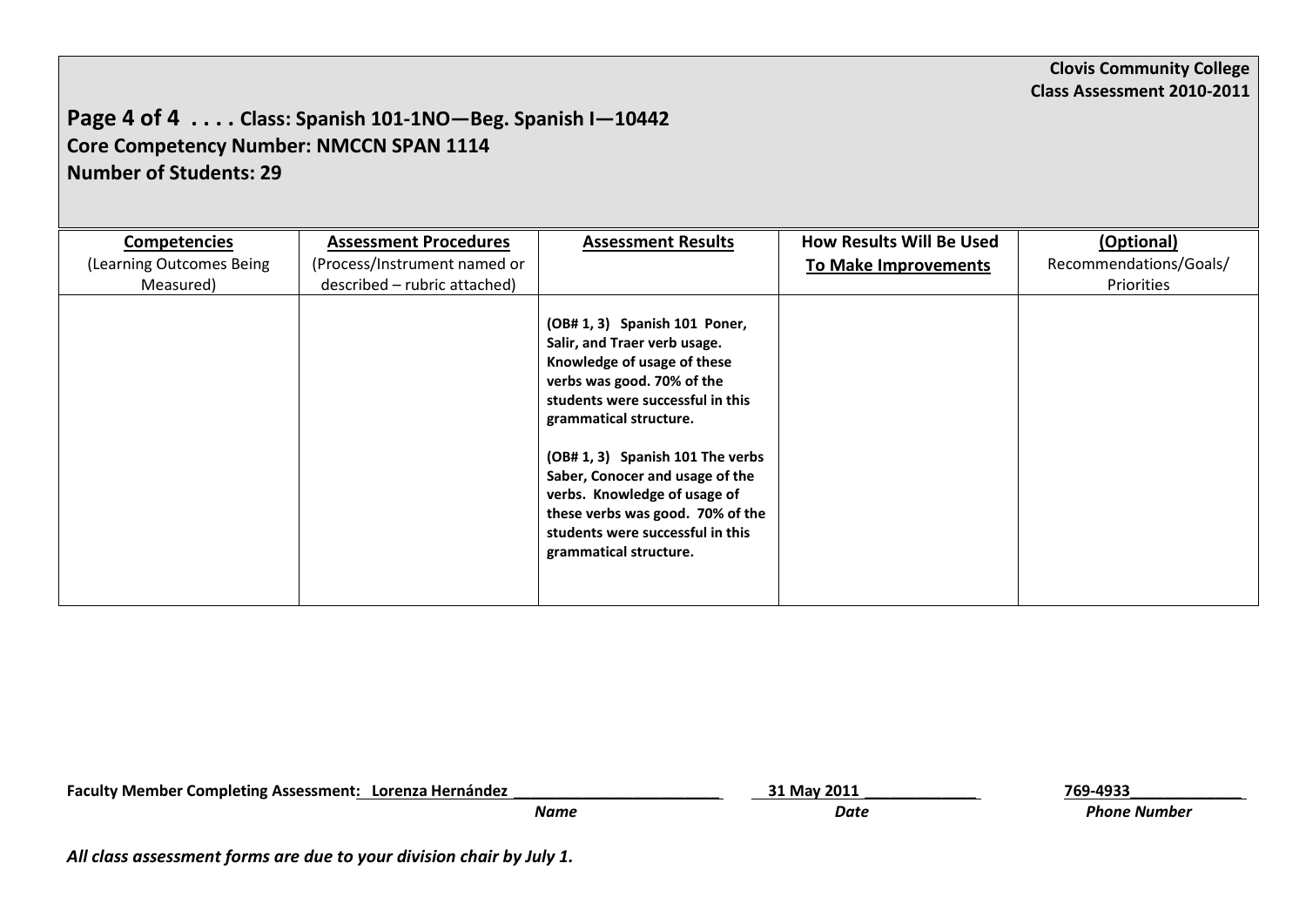**Clovis Community College**
**Class Assessment 2010-2011**

## Page 4 of 4 . . . . Class: Spanish 101-1NO—Beg. Spanish I—10442
**Core Competency Number: NMCCN SPAN 1114**
**Number of Students: 29**

| **Competencies** (Learning Outcomes Being Measured) | **Assessment Procedures** (Process/Instrument named or described – rubric attached) | **Assessment Results** | **How Results Will Be Used To Make Improvements** | **(Optional)** Recommendations/Goals/ Priorities |
|---|---|---|---|---|
| | | **(OB# 1, 3) Spanish 101 Poner, Salir, and Traer verb usage. Knowledge of usage of these verbs was good. 70% of the students were successful in this grammatical structure.**<br><br>**(OB# 1, 3) Spanish 101 The verbs Saber, Conocer and usage of the verbs. Knowledge of usage of these verbs was good. 70% of the students were successful in this grammatical structure.** | | |

**Faculty Member Completing Assessment: Lorenza Hernández** ______________________ **31 May 2011** ____________ **769-4933**____________

*Name* *Date* *Phone Number*

***All class assessment forms are due to your division chair by July 1.***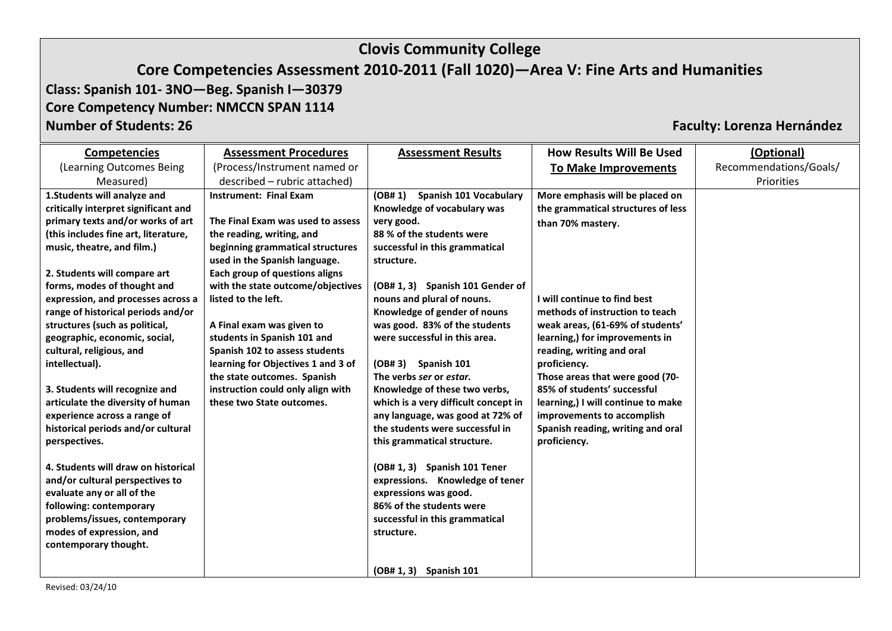# Clovis Community College

## Core Competencies Assessment 2010-2011 (Fall 1020)—Area V: Fine Arts and Humanities

**Class: Spanish 101- 3NO—Beg. Spanish I—30379**

**Core Competency Number: NMCCN SPAN 1114**

**Number of Students: 26** **Faculty: Lorenza Hernández**

| **Competencies** (Learning Outcomes Being Measured) | **Assessment Procedures** (Process/Instrument named or described – rubric attached) | **Assessment Results** | **How Results Will Be Used To Make Improvements** | **(Optional)** Recommendations/Goals/ Priorities |
|---|---|---|---|---|
| **1.Students will analyze and critically interpret significant and primary texts and/or works of art (this includes fine art, literature, music, theatre, and film.)**<br><br>**2. Students will compare art forms, modes of thought and expression, and processes across a range of historical periods and/or structures (such as political, geographic, economic, social, cultural, religious, and intellectual).**<br><br>**3. Students will recognize and articulate the diversity of human experience across a range of historical periods and/or cultural perspectives.**<br><br>**4. Students will draw on historical and/or cultural perspectives to evaluate any or all of the following: contemporary problems/issues, contemporary modes of expression, and contemporary thought.** | **Instrument: Final Exam**<br><br>**The Final Exam was used to assess the reading, writing, and beginning grammatical structures used in the Spanish language. Each group of questions aligns with the state outcome/objectives listed to the left.**<br><br>**A Final exam was given to students in Spanish 101 and Spanish 102 to assess students learning for Objectives 1 and 3 of the state outcomes. Spanish instruction could only align with these two State outcomes.** | **(OB# 1) Spanish 101 Vocabulary Knowledge of vocabulary was very good. 88 % of the students were successful in this grammatical structure.**<br><br>**(OB# 1, 3) Spanish 101 Gender of nouns and plural of nouns. Knowledge of gender of nouns was good. 83% of the students were successful in this area.**<br><br>**(OB# 3) Spanish 101 The verbs *ser* or *estar.* Knowledge of these two verbs, which is a very difficult concept in any language, was good at 72% of the students were successful in this grammatical structure.**<br><br>**(OB# 1, 3) Spanish 101 Tener expressions. Knowledge of tener expressions was good. 86% of the students were successful in this grammatical structure.**<br><br>**(OB# 1, 3) Spanish 101** | **More emphasis will be placed on the grammatical structures of less than 70% mastery.**<br><br>**I will continue to find best methods of instruction to teach weak areas, (61-69% of students' learning,) for improvements in reading, writing and oral proficiency. Those areas that were good (70-85% of students' successful learning,) I will continue to make improvements to accomplish Spanish reading, writing and oral proficiency.** | |

Revised: 03/24/10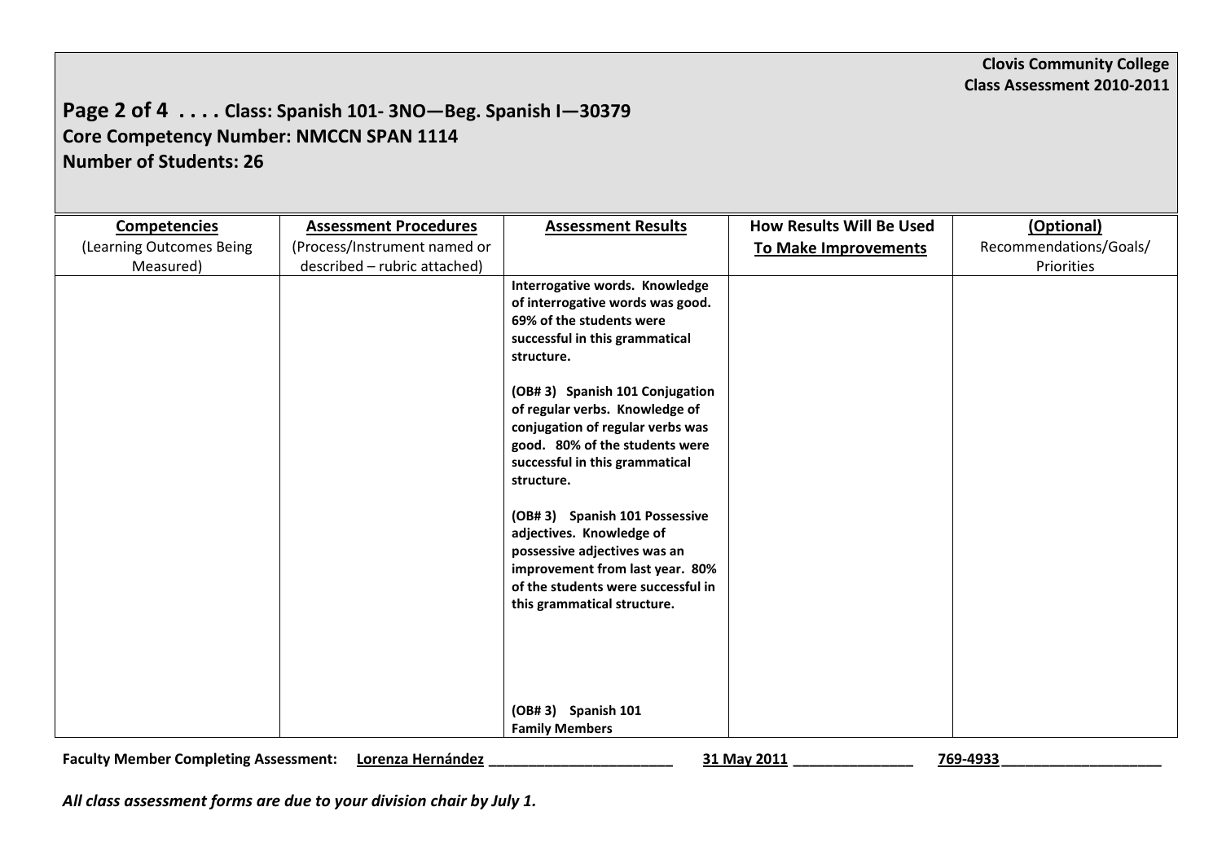**Clovis Community College**
**Class Assessment 2010-2011**

## Page 2 of 4 . . . . Class: Spanish 101- 3NO—Beg. Spanish I—30379
## Core Competency Number: NMCCN SPAN 1114
## Number of Students: 26

| **Competencies** (Learning Outcomes Being Measured) | **Assessment Procedures** (Process/Instrument named or described – rubric attached) | **Assessment Results** | **How Results Will Be Used To Make Improvements** | **(Optional)** Recommendations/Goals/ Priorities |
|---|---|---|---|---|
| | | **Interrogative words. Knowledge of interrogative words was good. 69% of the students were successful in this grammatical structure.**<br><br>**(OB# 3) Spanish 101 Conjugation of regular verbs. Knowledge of conjugation of regular verbs was good. 80% of the students were successful in this grammatical structure.**<br><br>**(OB# 3) Spanish 101 Possessive adjectives. Knowledge of possessive adjectives was an improvement from last year. 80% of the students were successful in this grammatical structure.**<br><br>**(OB# 3) Spanish 101 Family Members** | | |

**Faculty Member Completing Assessment:** **Lorenza Hernández** ________________________ **31 May 2011** _______________ **769-4933** ____________________

***All class assessment forms are due to your division chair by July 1.***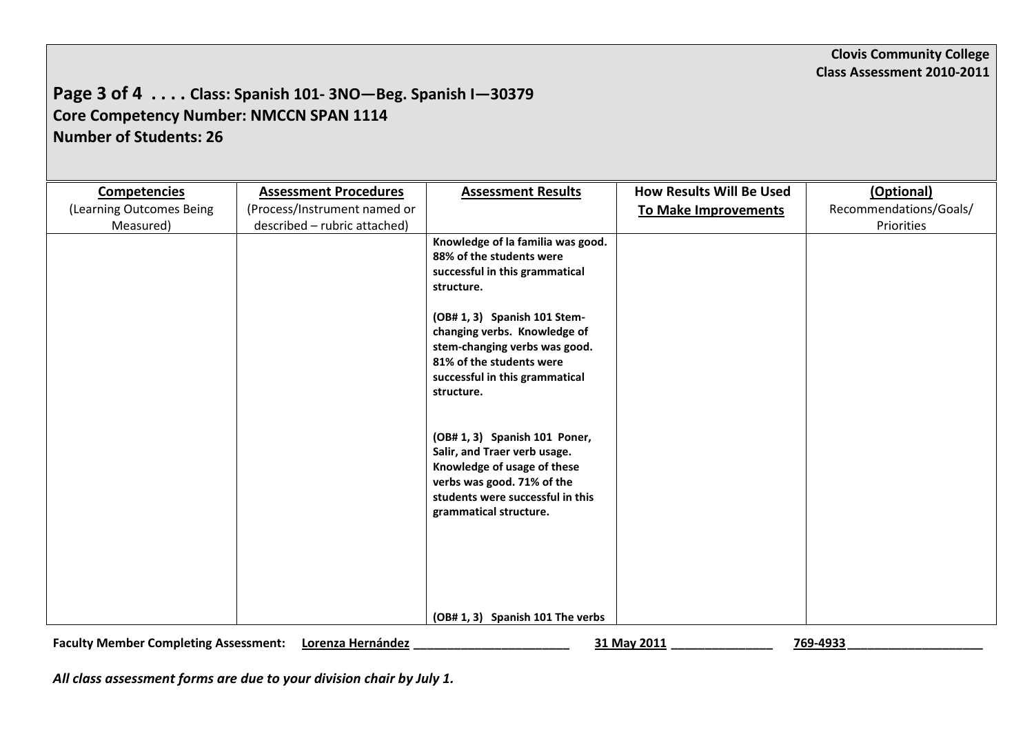**Clovis Community College**
**Class Assessment 2010-2011**

## Page 3 of 4 . . . . Class: Spanish 101- 3NO—Beg. Spanish I—30379
## Core Competency Number: NMCCN SPAN 1114
## Number of Students: 26

| **Competencies** (Learning Outcomes Being Measured) | **Assessment Procedures** (Process/Instrument named or described – rubric attached) | **Assessment Results** | **How Results Will Be Used To Make Improvements** | **(Optional)** Recommendations/Goals/ Priorities |
|---|---|---|---|---|
| | | **Knowledge of la familia was good. 88% of the students were successful in this grammatical structure.**<br><br>**(OB# 1, 3) Spanish 101 Stem-changing verbs. Knowledge of stem-changing verbs was good. 81% of the students were successful in this grammatical structure.**<br><br>**(OB# 1, 3) Spanish 101 Poner, Salir, and Traer verb usage. Knowledge of usage of these verbs was good. 71% of the students were successful in this grammatical structure.**<br><br>**(OB# 1, 3) Spanish 101 The verbs** | | |

**Faculty Member Completing Assessment:** Lorenza Hernández ________________________ 31 May 2011 _______________ 769-4933 ____________________

***All class assessment forms are due to your division chair by July 1.***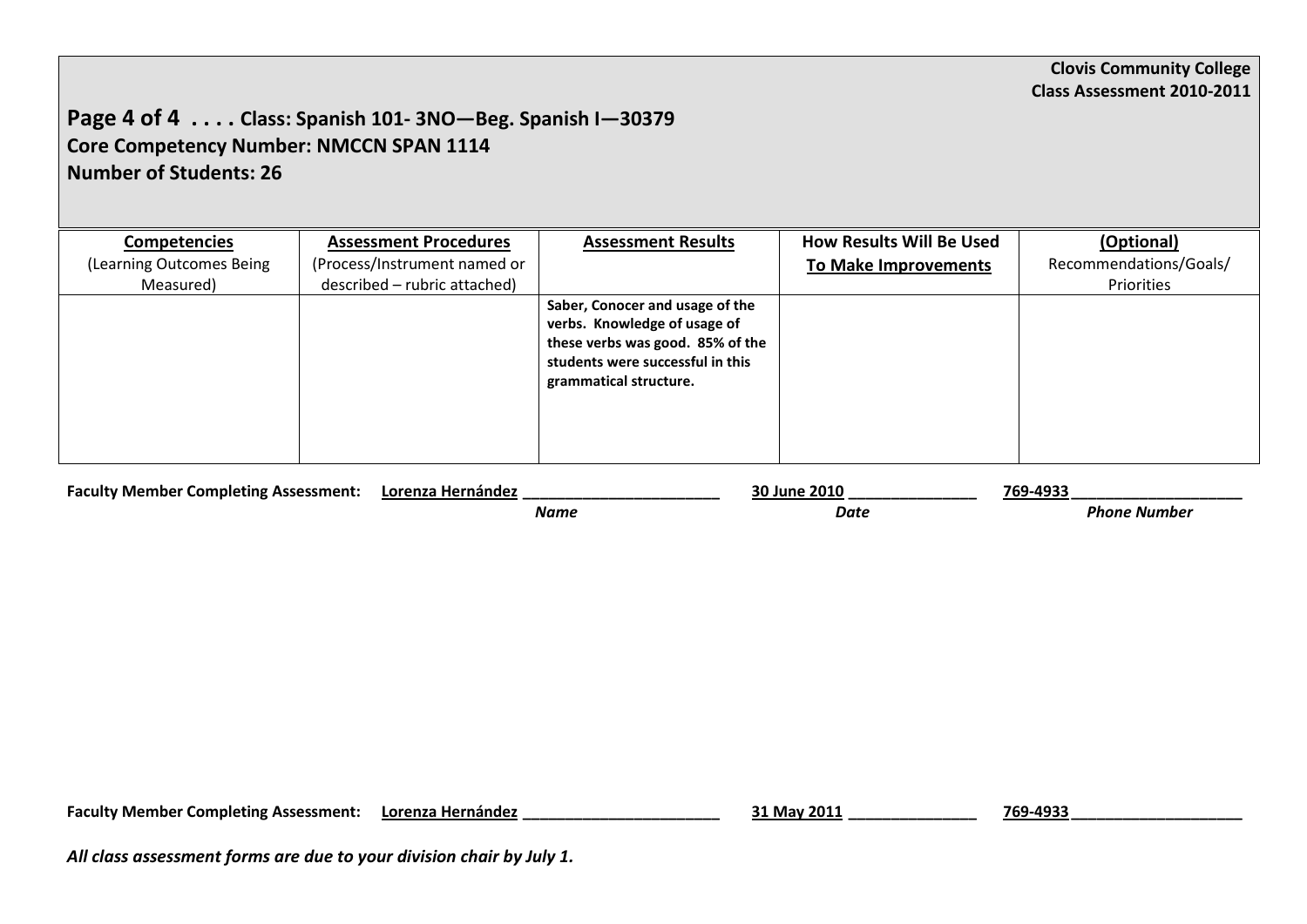**Clovis Community College**
**Class Assessment 2010-2011**

## Page 4 of 4 . . . . Class: Spanish 101- 3NO—Beg. Spanish I—30379
## Core Competency Number: NMCCN SPAN 1114
## Number of Students: 26

| **Competencies** (Learning Outcomes Being Measured) | **Assessment Procedures** (Process/Instrument named or described – rubric attached) | **Assessment Results** | **How Results Will Be Used To Make Improvements** | **(Optional)** Recommendations/Goals/ Priorities |
|---|---|---|---|---|
| | | **Saber, Conocer and usage of the verbs. Knowledge of usage of these verbs was good. 85% of the students were successful in this grammatical structure.** | | |

**Faculty Member Completing Assessment:** **Lorenza Hernández** _______________________ **30 June 2010** _______________ **769-4933** ____________________

*Name* *Date* *Phone Number*

**Faculty Member Completing Assessment:** **Lorenza Hernández** _______________________ **31 May 2011** _______________ **769-4933** ____________________

***All class assessment forms are due to your division chair by July 1.***